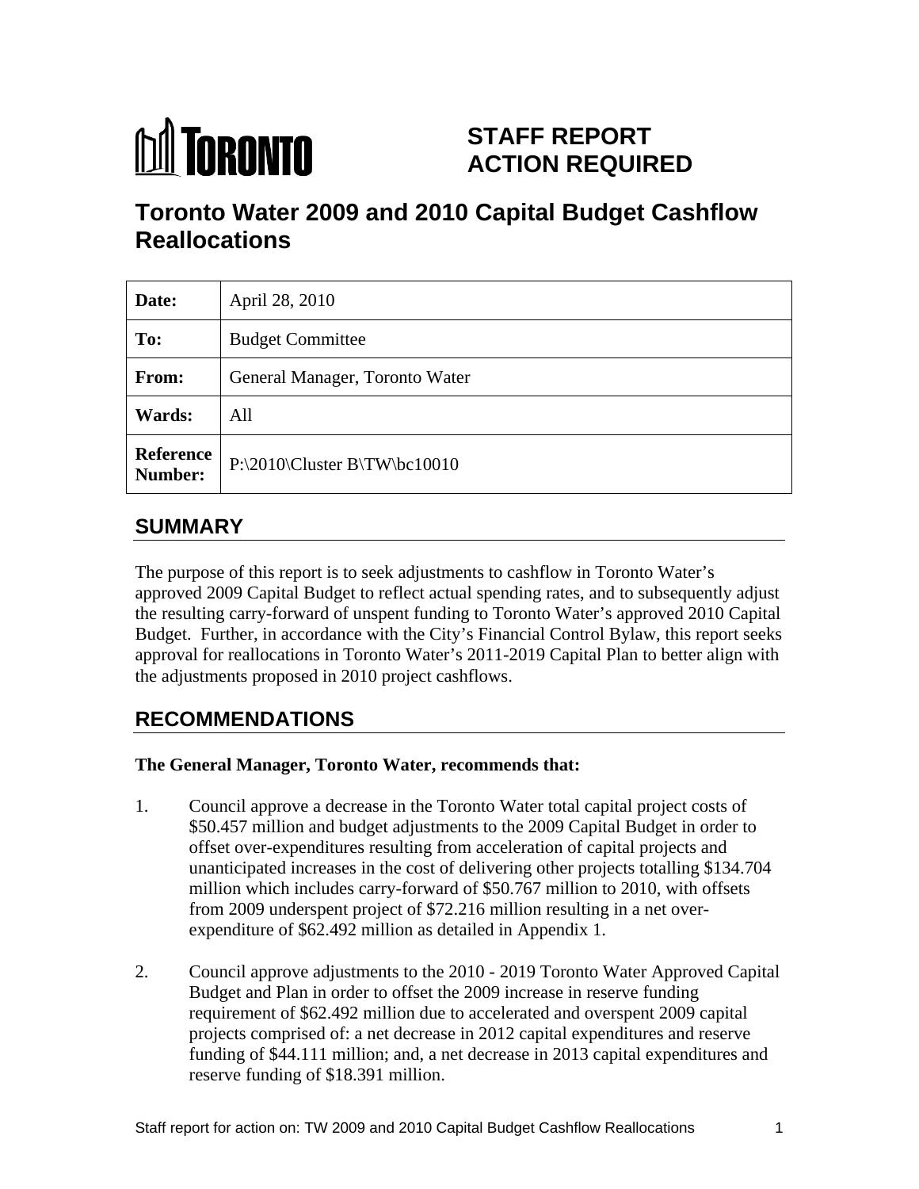# TORONTO

**STAFF REPORT**
**ACTION REQUIRED**

# Toronto Water 2009 and 2010 Capital Budget Cashflow Reallocations

| | |
|---|---|
| **Date:** | April 28, 2010 |
| **To:** | Budget Committee |
| **From:** | General Manager, Toronto Water |
| **Wards:** | All |
| **Reference Number:** | P:\2010\Cluster B\TW\bc10010 |

## SUMMARY

The purpose of this report is to seek adjustments to cashflow in Toronto Water's approved 2009 Capital Budget to reflect actual spending rates, and to subsequently adjust the resulting carry-forward of unspent funding to Toronto Water's approved 2010 Capital Budget. Further, in accordance with the City's Financial Control Bylaw, this report seeks approval for reallocations in Toronto Water's 2011-2019 Capital Plan to better align with the adjustments proposed in 2010 project cashflows.

## RECOMMENDATIONS

**The General Manager, Toronto Water, recommends that:**

1. Council approve a decrease in the Toronto Water total capital project costs of $50.457 million and budget adjustments to the 2009 Capital Budget in order to offset over-expenditures resulting from acceleration of capital projects and unanticipated increases in the cost of delivering other projects totalling $134.704 million which includes carry-forward of $50.767 million to 2010, with offsets from 2009 underspent project of $72.216 million resulting in a net over-expenditure of $62.492 million as detailed in Appendix 1.

2. Council approve adjustments to the 2010 - 2019 Toronto Water Approved Capital Budget and Plan in order to offset the 2009 increase in reserve funding requirement of $62.492 million due to accelerated and overspent 2009 capital projects comprised of: a net decrease in 2012 capital expenditures and reserve funding of $44.111 million; and, a net decrease in 2013 capital expenditures and reserve funding of $18.391 million.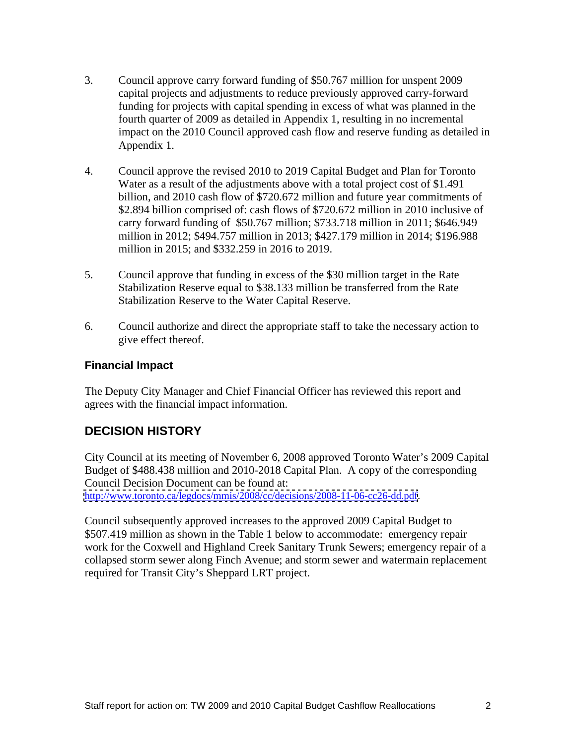3. Council approve carry forward funding of $50.767 million for unspent 2009 capital projects and adjustments to reduce previously approved carry-forward funding for projects with capital spending in excess of what was planned in the fourth quarter of 2009 as detailed in Appendix 1, resulting in no incremental impact on the 2010 Council approved cash flow and reserve funding as detailed in Appendix 1.

4. Council approve the revised 2010 to 2019 Capital Budget and Plan for Toronto Water as a result of the adjustments above with a total project cost of $1.491 billion, and 2010 cash flow of $720.672 million and future year commitments of $2.894 billion comprised of: cash flows of $720.672 million in 2010 inclusive of carry forward funding of $50.767 million; $733.718 million in 2011; $646.949 million in 2012; $494.757 million in 2013; $427.179 million in 2014; $196.988 million in 2015; and $332.259 in 2016 to 2019.

5. Council approve that funding in excess of the $30 million target in the Rate Stabilization Reserve equal to $38.133 million be transferred from the Rate Stabilization Reserve to the Water Capital Reserve.

6. Council authorize and direct the appropriate staff to take the necessary action to give effect thereof.

### Financial Impact

The Deputy City Manager and Chief Financial Officer has reviewed this report and agrees with the financial impact information.

## DECISION HISTORY

City Council at its meeting of November 6, 2008 approved Toronto Water's 2009 Capital Budget of $488.438 million and 2010-2018 Capital Plan. A copy of the corresponding Council Decision Document can be found at: http://www.toronto.ca/legdocs/mmis/2008/cc/decisions/2008-11-06-cc26-dd.pdf

Council subsequently approved increases to the approved 2009 Capital Budget to $507.419 million as shown in the Table 1 below to accommodate: emergency repair work for the Coxwell and Highland Creek Sanitary Trunk Sewers; emergency repair of a collapsed storm sewer along Finch Avenue; and storm sewer and watermain replacement required for Transit City's Sheppard LRT project.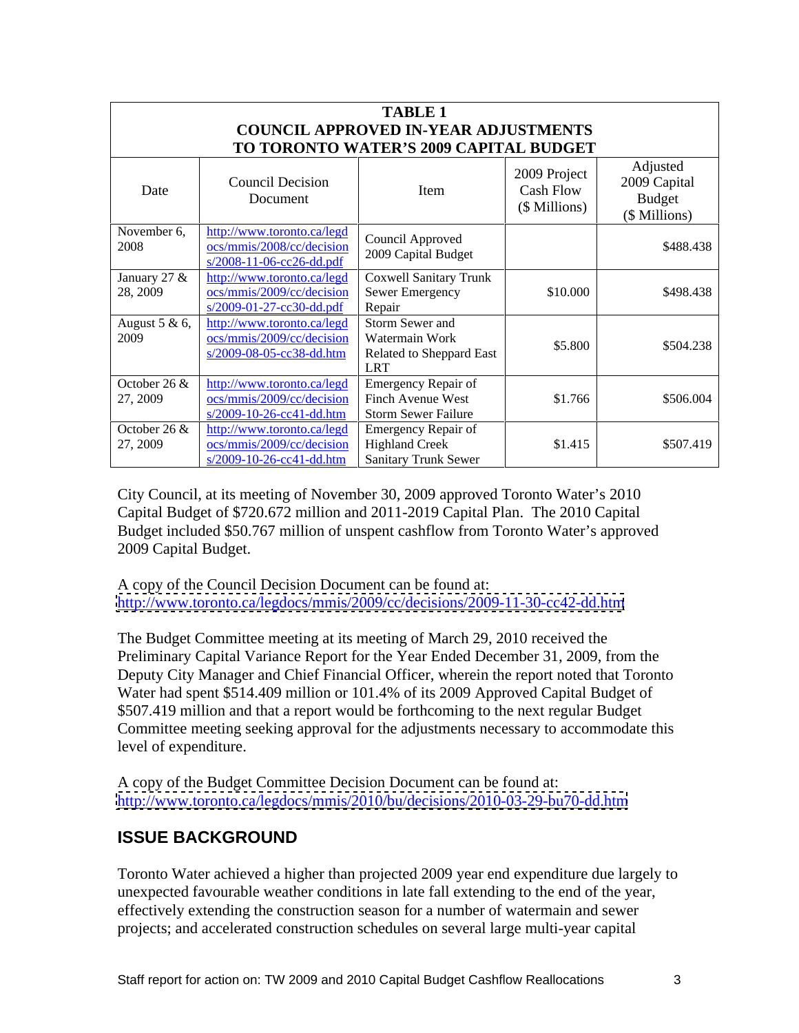**TABLE 1**
**COUNCIL APPROVED IN-YEAR ADJUSTMENTS TO TORONTO WATER'S 2009 CAPITAL BUDGET**

| Date | Council Decision Document | Item | 2009 Project Cash Flow ($ Millions) | Adjusted 2009 Capital Budget ($ Millions) |
|---|---|---|---|---|
| November 6, 2008 | http://www.toronto.ca/legdocs/mmis/2008/cc/decisions/2008-11-06-cc26-dd.pdf | Council Approved 2009 Capital Budget | | $488.438 |
| January 27 & 28, 2009 | http://www.toronto.ca/legdocs/mmis/2009/cc/decisions/2009-01-27-cc30-dd.pdf | Coxwell Sanitary Trunk Sewer Emergency Repair | $10.000 | $498.438 |
| August 5 & 6, 2009 | http://www.toronto.ca/legdocs/mmis/2009/cc/decisions/2009-08-05-cc38-dd.htm | Storm Sewer and Watermain Work Related to Sheppard East LRT | $5.800 | $504.238 |
| October 26 & 27, 2009 | http://www.toronto.ca/legdocs/mmis/2009/cc/decisions/2009-10-26-cc41-dd.htm | Emergency Repair of Finch Avenue West Storm Sewer Failure | $1.766 | $506.004 |
| October 26 & 27, 2009 | http://www.toronto.ca/legdocs/mmis/2009/cc/decisions/2009-10-26-cc41-dd.htm | Emergency Repair of Highland Creek Sanitary Trunk Sewer | $1.415 | $507.419 |

City Council, at its meeting of November 30, 2009 approved Toronto Water's 2010 Capital Budget of $720.672 million and 2011-2019 Capital Plan. The 2010 Capital Budget included $50.767 million of unspent cashflow from Toronto Water's approved 2009 Capital Budget.

A copy of the Council Decision Document can be found at:
http://www.toronto.ca/legdocs/mmis/2009/cc/decisions/2009-11-30-cc42-dd.htm

The Budget Committee meeting at its meeting of March 29, 2010 received the Preliminary Capital Variance Report for the Year Ended December 31, 2009, from the Deputy City Manager and Chief Financial Officer, wherein the report noted that Toronto Water had spent $514.409 million or 101.4% of its 2009 Approved Capital Budget of $507.419 million and that a report would be forthcoming to the next regular Budget Committee meeting seeking approval for the adjustments necessary to accommodate this level of expenditure.

A copy of the Budget Committee Decision Document can be found at:
http://www.toronto.ca/legdocs/mmis/2010/bu/decisions/2010-03-29-bu70-dd.htm

## ISSUE BACKGROUND

Toronto Water achieved a higher than projected 2009 year end expenditure due largely to unexpected favourable weather conditions in late fall extending to the end of the year, effectively extending the construction season for a number of watermain and sewer projects; and accelerated construction schedules on several large multi-year capital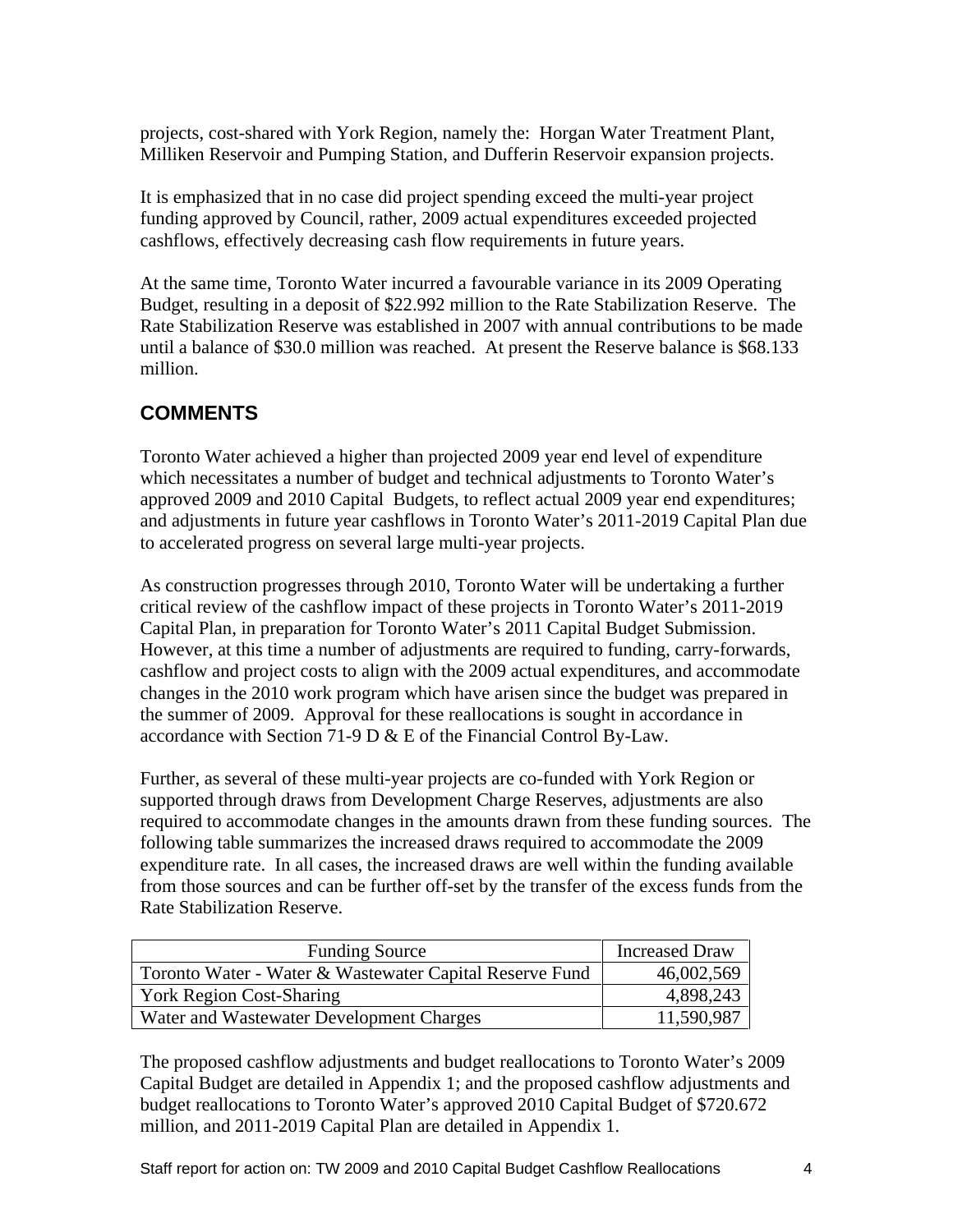projects, cost-shared with York Region, namely the: Horgan Water Treatment Plant, Milliken Reservoir and Pumping Station, and Dufferin Reservoir expansion projects.

It is emphasized that in no case did project spending exceed the multi-year project funding approved by Council, rather, 2009 actual expenditures exceeded projected cashflows, effectively decreasing cash flow requirements in future years.

At the same time, Toronto Water incurred a favourable variance in its 2009 Operating Budget, resulting in a deposit of $22.992 million to the Rate Stabilization Reserve. The Rate Stabilization Reserve was established in 2007 with annual contributions to be made until a balance of $30.0 million was reached. At present the Reserve balance is $68.133 million.

## COMMENTS

Toronto Water achieved a higher than projected 2009 year end level of expenditure which necessitates a number of budget and technical adjustments to Toronto Water's approved 2009 and 2010 Capital Budgets, to reflect actual 2009 year end expenditures; and adjustments in future year cashflows in Toronto Water's 2011-2019 Capital Plan due to accelerated progress on several large multi-year projects.

As construction progresses through 2010, Toronto Water will be undertaking a further critical review of the cashflow impact of these projects in Toronto Water's 2011-2019 Capital Plan, in preparation for Toronto Water's 2011 Capital Budget Submission. However, at this time a number of adjustments are required to funding, carry-forwards, cashflow and project costs to align with the 2009 actual expenditures, and accommodate changes in the 2010 work program which have arisen since the budget was prepared in the summer of 2009. Approval for these reallocations is sought in accordance in accordance with Section 71-9 D & E of the Financial Control By-Law.

Further, as several of these multi-year projects are co-funded with York Region or supported through draws from Development Charge Reserves, adjustments are also required to accommodate changes in the amounts drawn from these funding sources. The following table summarizes the increased draws required to accommodate the 2009 expenditure rate. In all cases, the increased draws are well within the funding available from those sources and can be further off-set by the transfer of the excess funds from the Rate Stabilization Reserve.

| Funding Source | Increased Draw |
|---|---|
| Toronto Water - Water & Wastewater Capital Reserve Fund | 46,002,569 |
| York Region Cost-Sharing | 4,898,243 |
| Water and Wastewater Development Charges | 11,590,987 |

The proposed cashflow adjustments and budget reallocations to Toronto Water's 2009 Capital Budget are detailed in Appendix 1; and the proposed cashflow adjustments and budget reallocations to Toronto Water's approved 2010 Capital Budget of $720.672 million, and 2011-2019 Capital Plan are detailed in Appendix 1.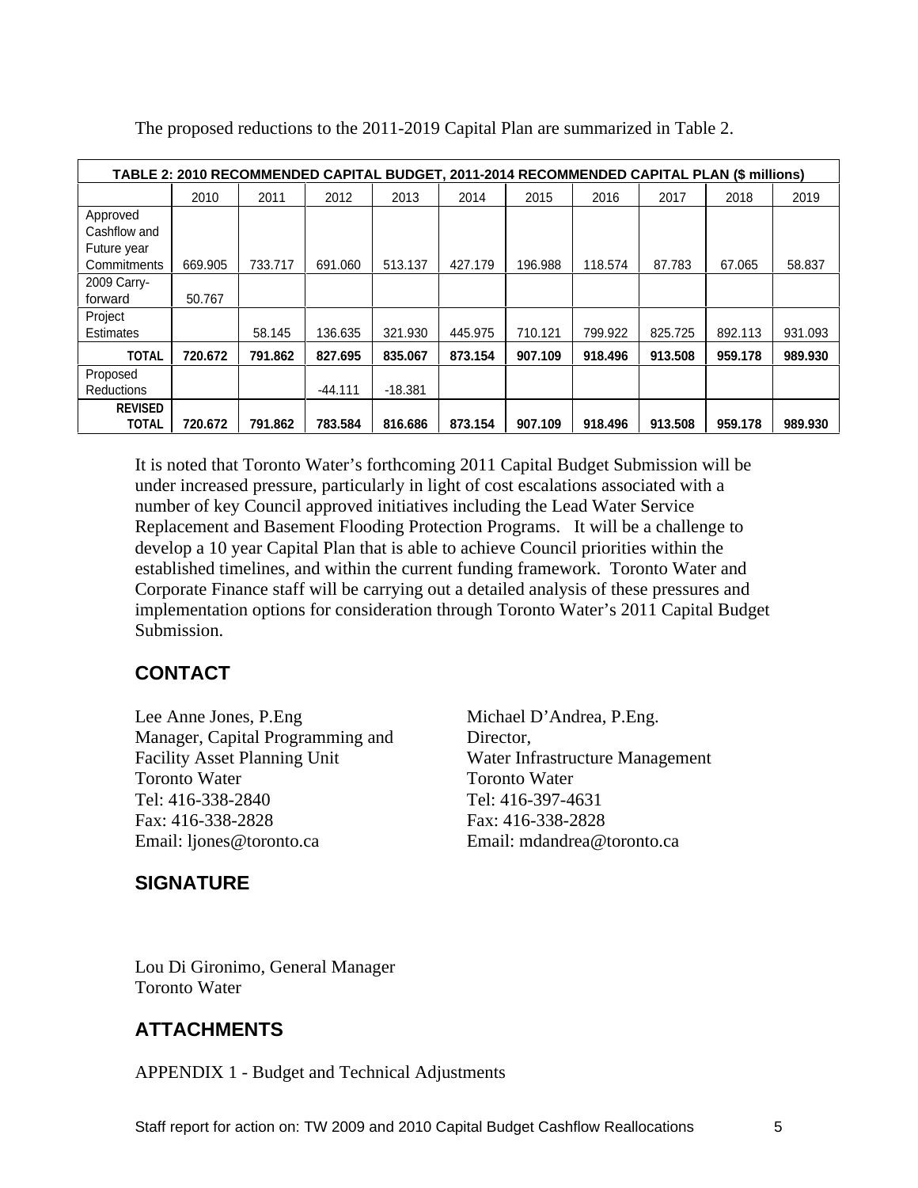The proposed reductions to the 2011-2019 Capital Plan are summarized in Table 2.

| TABLE 2: 2010 RECOMMENDED CAPITAL BUDGET, 2011-2014 RECOMMENDED CAPITAL PLAN ($ millions) | | | | | | | | | | |
|---|---|---|---|---|---|---|---|---|---|---|
| | 2010 | 2011 | 2012 | 2013 | 2014 | 2015 | 2016 | 2017 | 2018 | 2019 |
| Approved Cashflow and Future year Commitments | 669.905 | 733.717 | 691.060 | 513.137 | 427.179 | 196.988 | 118.574 | 87.783 | 67.065 | 58.837 |
| 2009 Carry-forward | 50.767 | | | | | | | | | |
| Project Estimates | | 58.145 | 136.635 | 321.930 | 445.975 | 710.121 | 799.922 | 825.725 | 892.113 | 931.093 |
| **TOTAL** | **720.672** | **791.862** | **827.695** | **835.067** | **873.154** | **907.109** | **918.496** | **913.508** | **959.178** | **989.930** |
| Proposed Reductions | | | -44.111 | -18.381 | | | | | | |
| **REVISED TOTAL** | **720.672** | **791.862** | **783.584** | **816.686** | **873.154** | **907.109** | **918.496** | **913.508** | **959.178** | **989.930** |

It is noted that Toronto Water's forthcoming 2011 Capital Budget Submission will be under increased pressure, particularly in light of cost escalations associated with a number of key Council approved initiatives including the Lead Water Service Replacement and Basement Flooding Protection Programs. It will be a challenge to develop a 10 year Capital Plan that is able to achieve Council priorities within the established timelines, and within the current funding framework. Toronto Water and Corporate Finance staff will be carrying out a detailed analysis of these pressures and implementation options for consideration through Toronto Water's 2011 Capital Budget Submission.

## CONTACT

Lee Anne Jones, P.Eng
Manager, Capital Programming and Facility Asset Planning Unit
Toronto Water
Tel: 416-338-2840
Fax: 416-338-2828
Email: ljones@toronto.ca

Michael D'Andrea, P.Eng.
Director,
Water Infrastructure Management
Toronto Water
Tel: 416-397-4631
Fax: 416-338-2828
Email: mdandrea@toronto.ca

## SIGNATURE

Lou Di Gironimo, General Manager
Toronto Water

## ATTACHMENTS

APPENDIX 1 - Budget and Technical Adjustments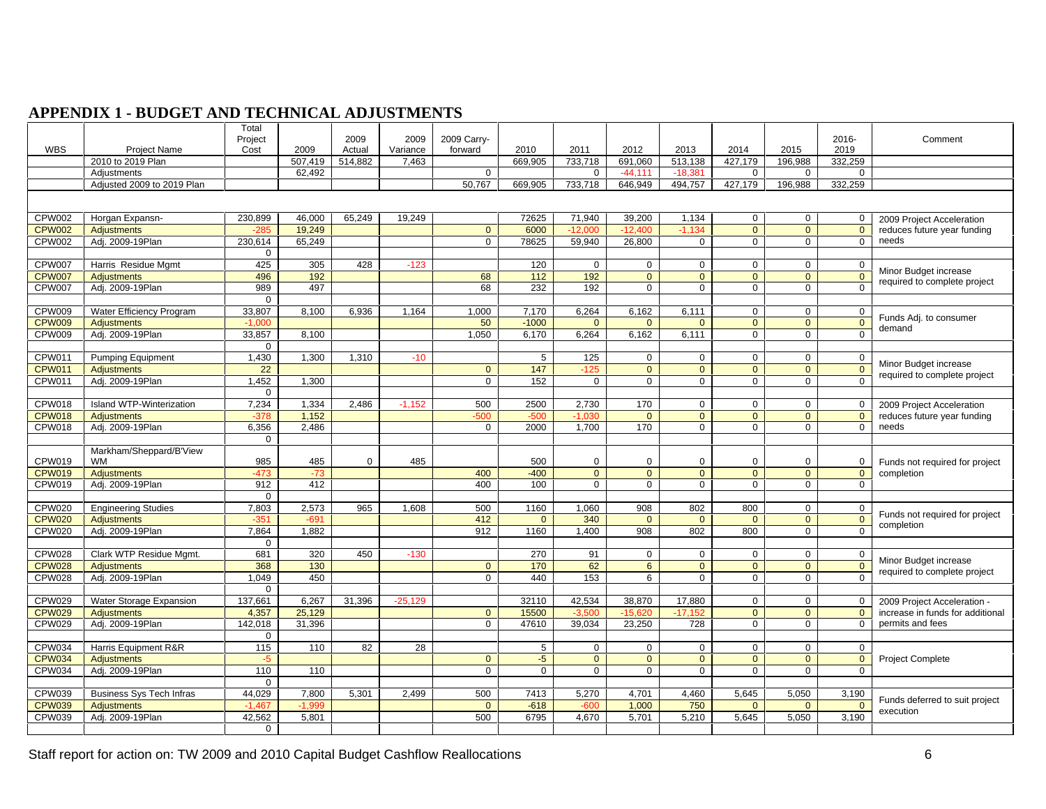# APPENDIX 1 - BUDGET AND TECHNICAL ADJUSTMENTS

| WBS | Project Name | Total Project Cost | 2009 | 2009 Actual | 2009 Variance | 2009 Carry-forward | 2010 | 2011 | 2012 | 2013 | 2014 | 2015 | 2016-2019 | Comment |
|---|---|---|---|---|---|---|---|---|---|---|---|---|---|---|
| | 2010 to 2019 Plan | | 507,419 | 514,882 | 7,463 | | 669,905 | 733,718 | 691,060 | 513,138 | 427,179 | 196,988 | 332,259 | |
| | Adjustments | | 62,492 | | | 0 | | 0 | -44,111 | -18,381 | 0 | 0 | 0 | |
| | Adjusted 2009 to 2019 Plan | | | | | 50,767 | 669,905 | 733,718 | 646,949 | 494,757 | 427,179 | 196,988 | 332,259 | |
| | | | | | | | | | | | | | | |
| CPW002 | Horgan Expansn- | 230,899 | 46,000 | 65,249 | 19,249 | | 72625 | 71,940 | 39,200 | 1,134 | 0 | 0 | 0 | 2009 Project Acceleration reduces future year funding needs |
| CPW002 | Adjustments | -285 | 19,249 | | | 0 | 6000 | -12,000 | -12,400 | -1,134 | 0 | 0 | 0 | |
| CPW002 | Adj. 2009-19Plan | 230,614 | 65,249 | | | 0 | 78625 | 59,940 | 26,800 | 0 | 0 | 0 | 0 | |
| | | 0 | | | | | | | | | | | | |
| CPW007 | Harris Residue Mgmt | 425 | 305 | 428 | -123 | | 120 | 0 | 0 | 0 | 0 | 0 | 0 | Minor Budget increase required to complete project |
| CPW007 | Adjustments | 496 | 192 | | | 68 | 112 | 192 | 0 | 0 | 0 | 0 | 0 | |
| CPW007 | Adj. 2009-19Plan | 989 | 497 | | | 68 | 232 | 192 | 0 | 0 | 0 | 0 | 0 | |
| | | 0 | | | | | | | | | | | | |
| CPW009 | Water Efficiency Program | 33,807 | 8,100 | 6,936 | 1,164 | 1,000 | 7,170 | 6,264 | 6,162 | 6,111 | 0 | 0 | 0 | Funds Adj. to consumer demand |
| CPW009 | Adjustments | -1,000 | | | | 50 | -1000 | 0 | 0 | 0 | 0 | 0 | 0 | |
| CPW009 | Adj. 2009-19Plan | 33,857 | 8,100 | | | 1,050 | 6,170 | 6,264 | 6,162 | 6,111 | 0 | 0 | 0 | |
| | | 0 | | | | | | | | | | | | |
| CPW011 | Pumping Equipment | 1,430 | 1,300 | 1,310 | -10 | | 5 | 125 | 0 | 0 | 0 | 0 | 0 | Minor Budget increase required to complete project |
| CPW011 | Adjustments | 22 | | | | 0 | 147 | -125 | 0 | 0 | 0 | 0 | 0 | |
| CPW011 | Adj. 2009-19Plan | 1,452 | 1,300 | | | 0 | 152 | 0 | 0 | 0 | 0 | 0 | 0 | |
| | | 0 | | | | | | | | | | | | |
| CPW018 | Island WTP-Winterization | 7,234 | 1,334 | 2,486 | -1,152 | 500 | 2500 | 2,730 | 170 | 0 | 0 | 0 | 0 | 2009 Project Acceleration reduces future year funding needs |
| CPW018 | Adjustments | -378 | 1,152 | | | -500 | -500 | -1,030 | 0 | 0 | 0 | 0 | 0 | |
| CPW018 | Adj. 2009-19Plan | 6,356 | 2,486 | | | 0 | 2000 | 1,700 | 170 | 0 | 0 | 0 | 0 | |
| | | 0 | | | | | | | | | | | | |
| CPW019 | Markham/Sheppard/B'View WM | 985 | 485 | 0 | 485 | | 500 | 0 | 0 | 0 | 0 | 0 | 0 | Funds not required for project completion |
| CPW019 | Adjustments | -473 | -73 | | | 400 | -400 | 0 | 0 | 0 | 0 | 0 | 0 | |
| CPW019 | Adj. 2009-19Plan | 912 | 412 | | | 400 | 100 | 0 | 0 | 0 | 0 | 0 | 0 | |
| | | 0 | | | | | | | | | | | | |
| CPW020 | Engineering Studies | 7,803 | 2,573 | 965 | 1,608 | 500 | 1160 | 1,060 | 908 | 802 | 800 | 0 | 0 | Funds not required for project completion |
| CPW020 | Adjustments | -351 | -691 | | | 412 | 0 | 340 | 0 | 0 | 0 | 0 | 0 | |
| CPW020 | Adj. 2009-19Plan | 7,864 | 1,882 | | | 912 | 1160 | 1,400 | 908 | 802 | 800 | 0 | 0 | |
| | | 0 | | | | | | | | | | | | |
| CPW028 | Clark WTP Residue Mgmt. | 681 | 320 | 450 | -130 | | 270 | 91 | 0 | 0 | 0 | 0 | 0 | Minor Budget increase required to complete project |
| CPW028 | Adjustments | 368 | 130 | | | 0 | 170 | 62 | 6 | 0 | 0 | 0 | 0 | |
| CPW028 | Adj. 2009-19Plan | 1,049 | 450 | | | 0 | 440 | 153 | 6 | 0 | 0 | 0 | 0 | |
| | | 0 | | | | | | | | | | | | |
| CPW029 | Water Storage Expansion | 137,661 | 6,267 | 31,396 | -25,129 | | 32110 | 42,534 | 38,870 | 17,880 | 0 | 0 | 0 | 2009 Project Acceleration - increase in funds for additional permits and fees |
| CPW029 | Adjustments | 4,357 | 25,129 | | | 0 | 15500 | -3,500 | -15,620 | -17,152 | 0 | 0 | 0 | |
| CPW029 | Adj. 2009-19Plan | 142,018 | 31,396 | | | 0 | 47610 | 39,034 | 23,250 | 728 | 0 | 0 | 0 | |
| | | 0 | | | | | | | | | | | | |
| CPW034 | Harris Equipment R&R | 115 | 110 | 82 | 28 | | 5 | 0 | 0 | 0 | 0 | 0 | 0 | Project Complete |
| CPW034 | Adjustments | -5 | | | | 0 | -5 | 0 | 0 | 0 | 0 | 0 | 0 | |
| CPW034 | Adj. 2009-19Plan | 110 | 110 | | | 0 | 0 | 0 | 0 | 0 | 0 | 0 | 0 | |
| | | 0 | | | | | | | | | | | | |
| CPW039 | Business Sys Tech Infras | 44,029 | 7,800 | 5,301 | 2,499 | 500 | 7413 | 5,270 | 4,701 | 4,460 | 5,645 | 5,050 | 3,190 | Funds deferred to suit project execution |
| CPW039 | Adjustments | -1,467 | -1,999 | | | 0 | -618 | -600 | 1,000 | 750 | 0 | 0 | 0 | |
| CPW039 | Adj. 2009-19Plan | 42,562 | 5,801 | | | 500 | 6795 | 4,670 | 5,701 | 5,210 | 5,645 | 5,050 | 3,190 | |
| | | 0 | | | | | | | | | | | | |

Staff report for action on: TW 2009 and 2010 Capital Budget Cashflow Reallocations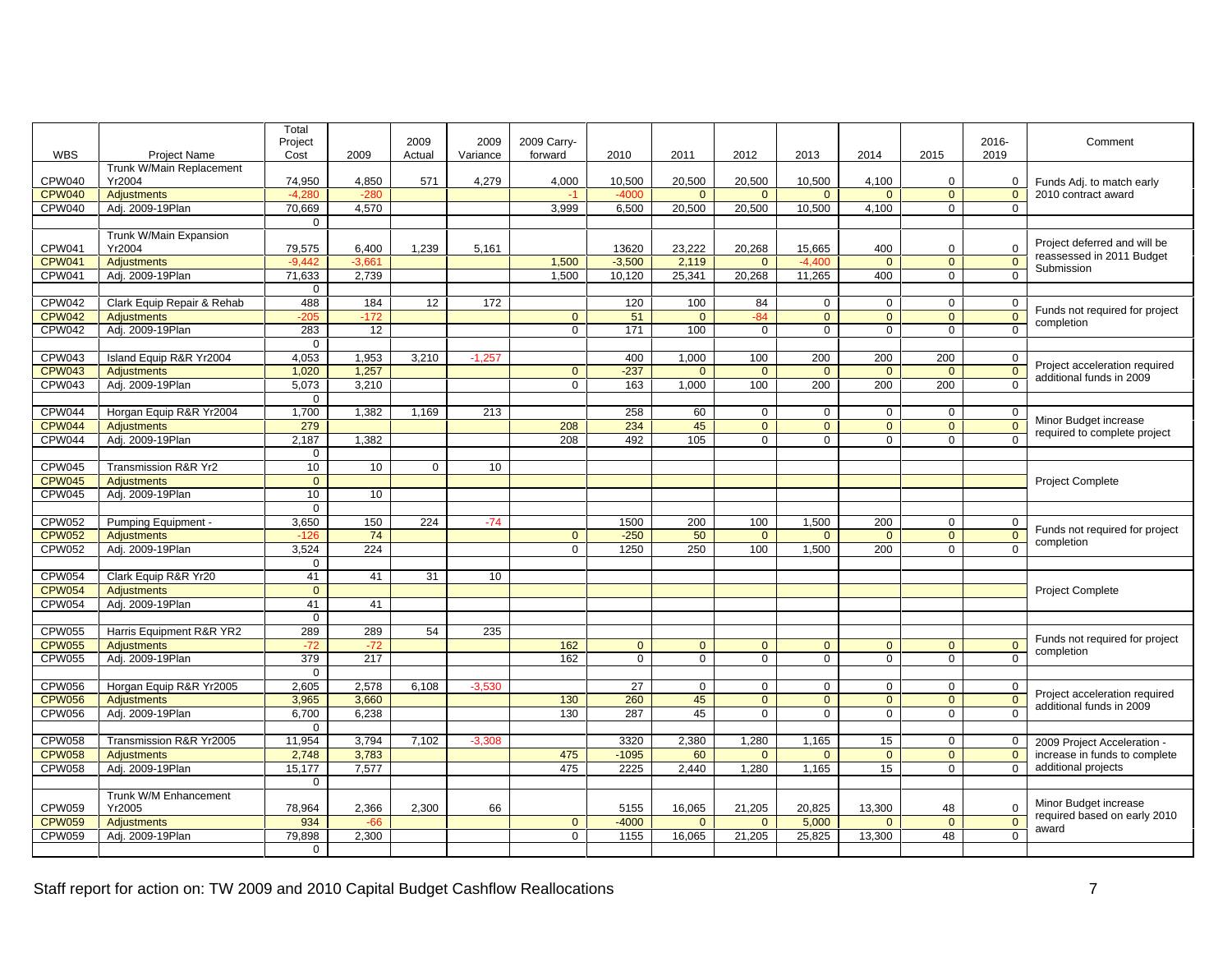| WBS | Project Name | Total Project Cost | 2009 | 2009 Actual | 2009 Variance | 2009 Carry-forward | 2010 | 2011 | 2012 | 2013 | 2014 | 2015 | 2016-2019 | Comment |
|---|---|---|---|---|---|---|---|---|---|---|---|---|---|---|
| CPW040 | Trunk W/Main Replacement Yr2004 | 74,950 | 4,850 | 571 | 4,279 | 4,000 | 10,500 | 20,500 | 20,500 | 10,500 | 4,100 | 0 | 0 | Funds Adj. to match early 2010 contract award |
| CPW040 | Adjustments | -4,280 | -280 | | | -1 | -4000 | 0 | 0 | 0 | 0 | 0 | 0 | |
| CPW040 | Adj. 2009-19Plan | 70,669 | 4,570 | | | 3,999 | 6,500 | 20,500 | 20,500 | 10,500 | 4,100 | 0 | 0 | |
| | | 0 | | | | | | | | | | | | |
| CPW041 | Trunk W/Main Expansion Yr2004 | 79,575 | 6,400 | 1,239 | 5,161 | | 13620 | 23,222 | 20,268 | 15,665 | 400 | 0 | 0 | Project deferred and will be reassessed in 2011 Budget Submission |
| CPW041 | Adjustments | -9,442 | -3,661 | | | 1,500 | -3,500 | 2,119 | 0 | -4,400 | 0 | 0 | 0 | |
| CPW041 | Adj. 2009-19Plan | 71,633 | 2,739 | | | 1,500 | 10,120 | 25,341 | 20,268 | 11,265 | 400 | 0 | 0 | |
| | | 0 | | | | | | | | | | | | |
| CPW042 | Clark Equip Repair & Rehab | 488 | 184 | 12 | 172 | | 120 | 100 | 84 | 0 | 0 | 0 | 0 | Funds not required for project completion |
| CPW042 | Adjustments | -205 | -172 | | | 0 | 51 | 0 | -84 | 0 | 0 | 0 | 0 | |
| CPW042 | Adj. 2009-19Plan | 283 | 12 | | | 0 | 171 | 100 | 0 | 0 | 0 | 0 | 0 | |
| | | 0 | | | | | | | | | | | | |
| CPW043 | Island Equip R&R Yr2004 | 4,053 | 1,953 | 3,210 | -1,257 | | 400 | 1,000 | 100 | 200 | 200 | 200 | 0 | Project acceleration required additional funds in 2009 |
| CPW043 | Adjustments | 1,020 | 1,257 | | | 0 | -237 | 0 | 0 | 0 | 0 | 0 | 0 | |
| CPW043 | Adj. 2009-19Plan | 5,073 | 3,210 | | | 0 | 163 | 1,000 | 100 | 200 | 200 | 200 | 0 | |
| | | 0 | | | | | | | | | | | | |
| CPW044 | Horgan Equip R&R Yr2004 | 1,700 | 1,382 | 1,169 | 213 | | 258 | 60 | 0 | 0 | 0 | 0 | 0 | Minor Budget increase required to complete project |
| CPW044 | Adjustments | 279 | | | | 208 | 234 | 45 | 0 | 0 | 0 | 0 | 0 | |
| CPW044 | Adj. 2009-19Plan | 2,187 | 1,382 | | | 208 | 492 | 105 | 0 | 0 | 0 | 0 | 0 | |
| | | 0 | | | | | | | | | | | | |
| CPW045 | Transmission R&R Yr2 | 10 | 10 | 0 | 10 | | | | | | | | | Project Complete |
| CPW045 | Adjustments | 0 | | | | | | | | | | | | |
| CPW045 | Adj. 2009-19Plan | 10 | 10 | | | | | | | | | | | |
| | | 0 | | | | | | | | | | | | |
| CPW052 | Pumping Equipment - | 3,650 | 150 | 224 | -74 | | 1500 | 200 | 100 | 1,500 | 200 | 0 | 0 | Funds not required for project completion |
| CPW052 | Adjustments | -126 | 74 | | | 0 | -250 | 50 | 0 | 0 | 0 | 0 | 0 | |
| CPW052 | Adj. 2009-19Plan | 3,524 | 224 | | | 0 | 1250 | 250 | 100 | 1,500 | 200 | 0 | 0 | |
| | | 0 | | | | | | | | | | | | |
| CPW054 | Clark Equip R&R Yr20 | 41 | 41 | 31 | 10 | | | | | | | | | Project Complete |
| CPW054 | Adjustments | 0 | | | | | | | | | | | | |
| CPW054 | Adj. 2009-19Plan | 41 | 41 | | | | | | | | | | | |
| | | 0 | | | | | | | | | | | | |
| CPW055 | Harris Equipment R&R YR2 | 289 | 289 | 54 | 235 | | | | | | | | | Funds not required for project completion |
| CPW055 | Adjustments | -72 | -72 | | | 162 | 0 | 0 | 0 | 0 | 0 | 0 | 0 | |
| CPW055 | Adj. 2009-19Plan | 379 | 217 | | | 162 | 0 | 0 | 0 | 0 | 0 | 0 | 0 | |
| | | 0 | | | | | | | | | | | | |
| CPW056 | Horgan Equip R&R Yr2005 | 2,605 | 2,578 | 6,108 | -3,530 | | 27 | 0 | 0 | 0 | 0 | 0 | 0 | Project acceleration required additional funds in 2009 |
| CPW056 | Adjustments | 3,965 | 3,660 | | | 130 | 260 | 45 | 0 | 0 | 0 | 0 | 0 | |
| CPW056 | Adj. 2009-19Plan | 6,700 | 6,238 | | | 130 | 287 | 45 | 0 | 0 | 0 | 0 | 0 | |
| | | 0 | | | | | | | | | | | | |
| CPW058 | Transmission R&R Yr2005 | 11,954 | 3,794 | 7,102 | -3,308 | | 3320 | 2,380 | 1,280 | 1,165 | 15 | 0 | 0 | 2009 Project Acceleration - increase in funds to complete additional projects |
| CPW058 | Adjustments | 2,748 | 3,783 | | | 475 | -1095 | 60 | 0 | 0 | 0 | 0 | 0 | |
| CPW058 | Adj. 2009-19Plan | 15,177 | 7,577 | | | 475 | 2225 | 2,440 | 1,280 | 1,165 | 15 | 0 | 0 | |
| | | 0 | | | | | | | | | | | | |
| CPW059 | Trunk W/M Enhancement Yr2005 | 78,964 | 2,366 | 2,300 | 66 | | 5155 | 16,065 | 21,205 | 20,825 | 13,300 | 48 | 0 | Minor Budget increase required based on early 2010 award |
| CPW059 | Adjustments | 934 | -66 | | | 0 | -4000 | 0 | 0 | 5,000 | 0 | 0 | 0 | |
| CPW059 | Adj. 2009-19Plan | 79,898 | 2,300 | | | 0 | 1155 | 16,065 | 21,205 | 25,825 | 13,300 | 48 | 0 | |
| | | 0 | | | | | | | | | | | | |

Staff report for action on: TW 2009 and 2010 Capital Budget Cashflow Reallocations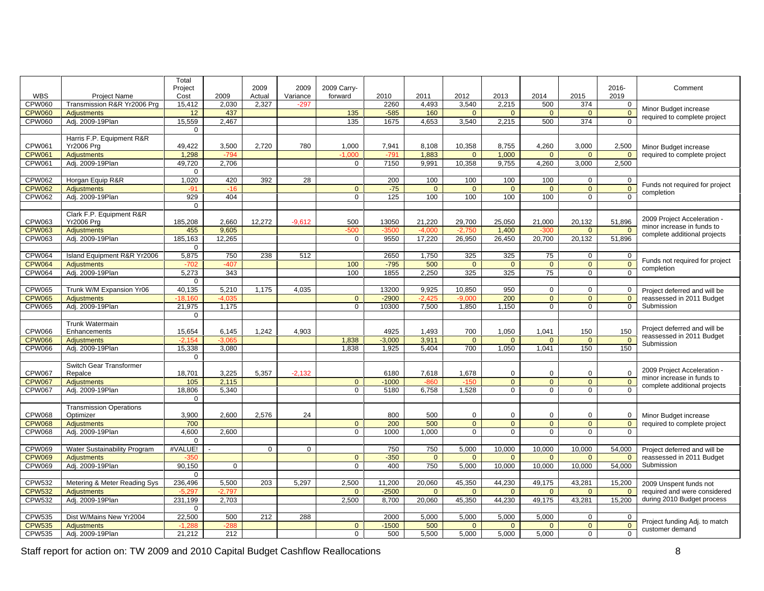| WBS | Project Name | Total Project Cost | 2009 | 2009 Actual | 2009 Variance | 2009 Carry-forward | 2010 | 2011 | 2012 | 2013 | 2014 | 2015 | 2016-2019 | Comment |
|---|---|---|---|---|---|---|---|---|---|---|---|---|---|---|
| CPW060 | Transmission R&R Yr2006 Prg | 15,412 | 2,030 | 2,327 | -297 | | 2260 | 4,493 | 3,540 | 2,215 | 500 | 374 | 0 | Minor Budget increase required to complete project |
| CPW060 | Adjustments | 12 | 437 | | | 135 | -585 | 160 | 0 | 0 | 0 | 0 | 0 | |
| CPW060 | Adj. 2009-19Plan | 15,559 | 2,467 | | | 135 | 1675 | 4,653 | 3,540 | 2,215 | 500 | 374 | 0 | |
| | | 0 | | | | | | | | | | | | |
| CPW061 | Harris F.P. Equipment R&R Yr2006 Prg | 49,422 | 3,500 | 2,720 | 780 | 1,000 | 7,941 | 8,108 | 10,358 | 8,755 | 4,260 | 3,000 | 2,500 | Minor Budget increase required to complete project |
| CPW061 | Adjustments | 1,298 | -794 | | | -1,000 | -791 | 1,883 | 0 | 1,000 | 0 | 0 | 0 | |
| CPW061 | Adj. 2009-19Plan | 49,720 | 2,706 | | | 0 | 7150 | 9,991 | 10,358 | 9,755 | 4,260 | 3,000 | 2,500 | |
| | | 0 | | | | | | | | | | | | |
| CPW062 | Horgan Equip R&R | 1,020 | 420 | 392 | 28 | | 200 | 100 | 100 | 100 | 100 | 0 | 0 | Funds not required for project completion |
| CPW062 | Adjustments | -91 | -16 | | | 0 | -75 | 0 | 0 | 0 | 0 | 0 | 0 | |
| CPW062 | Adj. 2009-19Plan | 929 | 404 | | | 0 | 125 | 100 | 100 | 100 | 100 | 0 | 0 | |
| | | 0 | | | | | | | | | | | | |
| CPW063 | Clark F.P. Equipment R&R Yr2006 Prg | 185,208 | 2,660 | 12,272 | -9,612 | 500 | 13050 | 21,220 | 29,700 | 25,050 | 21,000 | 20,132 | 51,896 | 2009 Project Acceleration - minor increase in funds to complete additional projects |
| CPW063 | Adjustments | 455 | 9,605 | | | -500 | -3500 | -4,000 | -2,750 | 1,400 | -300 | 0 | 0 | |
| CPW063 | Adj. 2009-19Plan | 185,163 | 12,265 | | | 0 | 9550 | 17,220 | 26,950 | 26,450 | 20,700 | 20,132 | 51,896 | |
| | | 0 | | | | | | | | | | | | |
| CPW064 | Island Equipment R&R Yr2006 | 5,875 | 750 | 238 | 512 | | 2650 | 1,750 | 325 | 325 | 75 | 0 | 0 | Funds not required for project completion |
| CPW064 | Adjustments | -702 | -407 | | | 100 | -795 | 500 | 0 | 0 | 0 | 0 | 0 | |
| CPW064 | Adj. 2009-19Plan | 5,273 | 343 | | | 100 | 1855 | 2,250 | 325 | 325 | 75 | 0 | 0 | |
| | | 0 | | | | | | | | | | | | |
| CPW065 | Trunk W/M Expansion Yr06 | 40,135 | 5,210 | 1,175 | 4,035 | | 13200 | 9,925 | 10,850 | 950 | 0 | 0 | 0 | Project deferred and will be reassessed in 2011 Budget Submission |
| CPW065 | Adjustments | -18,160 | -4,035 | | | 0 | -2900 | -2,425 | -9,000 | 200 | 0 | 0 | 0 | |
| CPW065 | Adj. 2009-19Plan | 21,975 | 1,175 | | | 0 | 10300 | 7,500 | 1,850 | 1,150 | 0 | 0 | 0 | |
| | | 0 | | | | | | | | | | | | |
| CPW066 | Trunk Watermain Enhancements | 15,654 | 6,145 | 1,242 | 4,903 | | 4925 | 1,493 | 700 | 1,050 | 1,041 | 150 | 150 | Project deferred and will be reassessed in 2011 Budget Submission |
| CPW066 | Adjustments | -2,154 | -3,065 | | | 1,838 | -3,000 | 3,911 | 0 | 0 | 0 | 0 | 0 | |
| CPW066 | Adj. 2009-19Plan | 15,338 | 3,080 | | | 1,838 | 1,925 | 5,404 | 700 | 1,050 | 1,041 | 150 | 150 | |
| | | 0 | | | | | | | | | | | | |
| CPW067 | Switch Gear Transformer Repalce | 18,701 | 3,225 | 5,357 | -2,132 | | 6180 | 7,618 | 1,678 | 0 | 0 | 0 | 0 | 2009 Project Acceleration - minor increase in funds to complete additional projects |
| CPW067 | Adjustments | 105 | 2,115 | | | 0 | -1000 | -860 | -150 | 0 | 0 | 0 | 0 | |
| CPW067 | Adj. 2009-19Plan | 18,806 | 5,340 | | | 0 | 5180 | 6,758 | 1,528 | 0 | 0 | 0 | 0 | |
| | | 0 | | | | | | | | | | | | |
| CPW068 | Transmission Operations Optimizer | 3,900 | 2,600 | 2,576 | 24 | | 800 | 500 | 0 | 0 | 0 | 0 | 0 | Minor Budget increase required to complete project |
| CPW068 | Adjustments | 700 | | | | 0 | 200 | 500 | 0 | 0 | 0 | 0 | 0 | |
| CPW068 | Adj. 2009-19Plan | 4,600 | 2,600 | | | 0 | 1000 | 1,000 | 0 | 0 | 0 | 0 | 0 | |
| | | 0 | | | | | | | | | | | | |
| CPW069 | Water Sustainability Program | #VALUE! | - | 0 | 0 | | 750 | 750 | 5,000 | 10,000 | 10,000 | 10,000 | 54,000 | Project deferred and will be reassessed in 2011 Budget Submission |
| CPW069 | Adjustments | -350 | | | | 0 | -350 | 0 | 0 | 0 | 0 | 0 | 0 | |
| CPW069 | Adj. 2009-19Plan | 90,150 | 0 | | | 0 | 400 | 750 | 5,000 | 10,000 | 10,000 | 10,000 | 54,000 | |
| | | 0 | | | | | | | | | | | | |
| CPW532 | Metering & Meter Reading Sys | 236,496 | 5,500 | 203 | 5,297 | 2,500 | 11,200 | 20,060 | 45,350 | 44,230 | 49,175 | 43,281 | 15,200 | 2009 Unspent funds not required and were considered during 2010 Budget process |
| CPW532 | Adjustments | -5,297 | -2,797 | | | 0 | -2500 | 0 | 0 | 0 | 0 | 0 | 0 | |
| CPW532 | Adj. 2009-19Plan | 231,199 | 2,703 | | | 2,500 | 8,700 | 20,060 | 45,350 | 44,230 | 49,175 | 43,281 | 15,200 | |
| | | 0 | | | | | | | | | | | | |
| CPW535 | Dist W/Mains New Yr2004 | 22,500 | 500 | 212 | 288 | | 2000 | 5,000 | 5,000 | 5,000 | 5,000 | 0 | 0 | Project funding Adj. to match customer demand |
| CPW535 | Adjustments | -1,288 | -288 | | | 0 | -1500 | 500 | 0 | 0 | 0 | 0 | 0 | |
| CPW535 | Adj. 2009-19Plan | 21,212 | 212 | | | 0 | 500 | 5,500 | 5,000 | 5,000 | 5,000 | 0 | 0 | |

Staff report for action on: TW 2009 and 2010 Capital Budget Cashflow Reallocations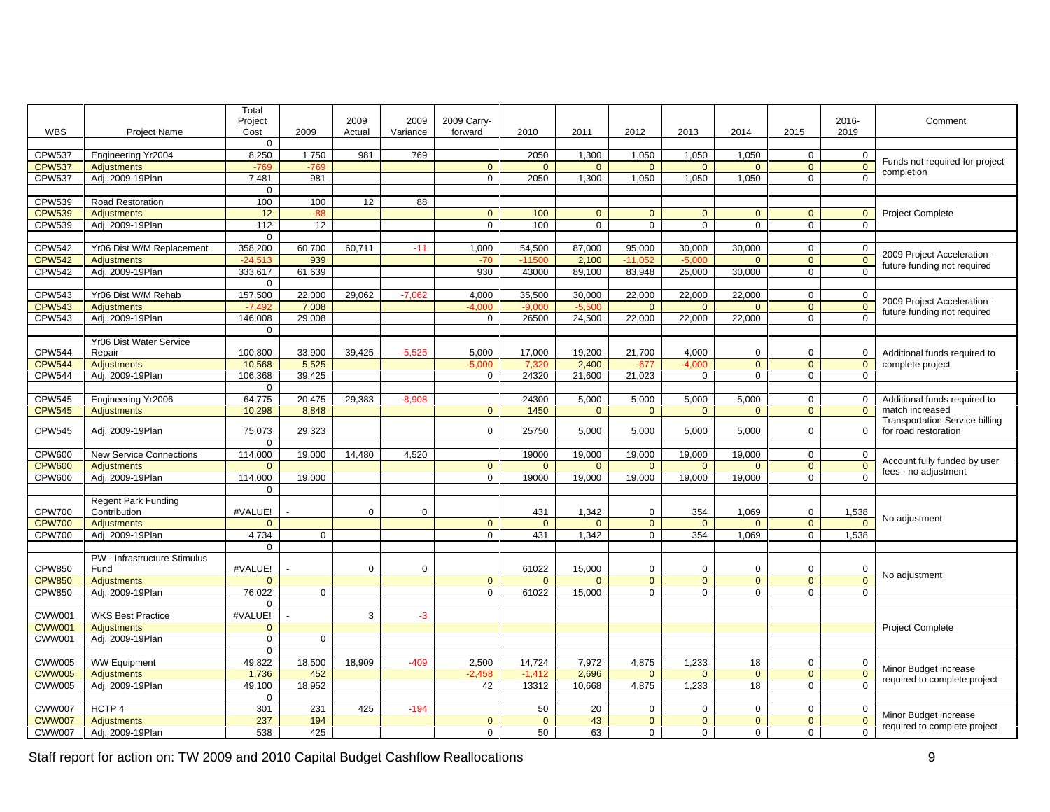| WBS | Project Name | Total Project Cost | 2009 | 2009 Actual | 2009 Variance | 2009 Carry-forward | 2010 | 2011 | 2012 | 2013 | 2014 | 2015 | 2016-2019 | Comment |
|---|---|---|---|---|---|---|---|---|---|---|---|---|---|---|
| | | 0 | | | | | | | | | | | | |
| CPW537 | Engineering Yr2004 | 8,250 | 1,750 | 981 | 769 | | 2050 | 1,300 | 1,050 | 1,050 | 1,050 | 0 | 0 | Funds not required for project completion |
| CPW537 | Adjustments | -769 | -769 | | | 0 | 0 | 0 | 0 | 0 | 0 | 0 | 0 | |
| CPW537 | Adj. 2009-19Plan | 7,481 | 981 | | | 0 | 2050 | 1,300 | 1,050 | 1,050 | 1,050 | 0 | 0 | |
| | | 0 | | | | | | | | | | | | |
| CPW539 | Road Restoration | 100 | 100 | 12 | 88 | | | | | | | | | Project Complete |
| CPW539 | Adjustments | 12 | -88 | | | 0 | 100 | 0 | 0 | 0 | 0 | 0 | 0 | |
| CPW539 | Adj. 2009-19Plan | 112 | 12 | | | 0 | 100 | 0 | 0 | 0 | 0 | 0 | 0 | |
| | | 0 | | | | | | | | | | | | |
| CPW542 | Yr06 Dist W/M Replacement | 358,200 | 60,700 | 60,711 | -11 | 1,000 | 54,500 | 87,000 | 95,000 | 30,000 | 30,000 | 0 | 0 | 2009 Project Acceleration - future funding not required |
| CPW542 | Adjustments | -24,513 | 939 | | | -70 | -11500 | 2,100 | -11,052 | -5,000 | 0 | 0 | 0 | |
| CPW542 | Adj. 2009-19Plan | 333,617 | 61,639 | | | 930 | 43000 | 89,100 | 83,948 | 25,000 | 30,000 | 0 | 0 | |
| | | 0 | | | | | | | | | | | | |
| CPW543 | Yr06 Dist W/M Rehab | 157,500 | 22,000 | 29,062 | -7,062 | 4,000 | 35,500 | 30,000 | 22,000 | 22,000 | 22,000 | 0 | 0 | 2009 Project Acceleration - future funding not required |
| CPW543 | Adjustments | -7,492 | 7,008 | | | -4,000 | -9,000 | -5,500 | 0 | 0 | 0 | 0 | 0 | |
| CPW543 | Adj. 2009-19Plan | 146,008 | 29,008 | | | 0 | 26500 | 24,500 | 22,000 | 22,000 | 22,000 | 0 | 0 | |
| | | 0 | | | | | | | | | | | | |
| CPW544 | Yr06 Dist Water Service Repair | 100,800 | 33,900 | 39,425 | -5,525 | 5,000 | 17,000 | 19,200 | 21,700 | 4,000 | 0 | 0 | 0 | Additional funds required to complete project |
| CPW544 | Adjustments | 10,568 | 5,525 | | | -5,000 | 7,320 | 2,400 | -677 | -4,000 | 0 | 0 | 0 | |
| CPW544 | Adj. 2009-19Plan | 106,368 | 39,425 | | | 0 | 24320 | 21,600 | 21,023 | 0 | 0 | 0 | 0 | |
| | | 0 | | | | | | | | | | | | |
| CPW545 | Engineering Yr2006 | 64,775 | 20,475 | 29,383 | -8,908 | | 24300 | 5,000 | 5,000 | 5,000 | 5,000 | 0 | 0 | Additional funds required to match increased Transportation Service billing for road restoration |
| CPW545 | Adjustments | 10,298 | 8,848 | | | 0 | 1450 | 0 | 0 | 0 | 0 | 0 | 0 | |
| CPW545 | Adj. 2009-19Plan | 75,073 | 29,323 | | | 0 | 25750 | 5,000 | 5,000 | 5,000 | 5,000 | 0 | 0 | |
| | | 0 | | | | | | | | | | | | |
| CPW600 | New Service Connections | 114,000 | 19,000 | 14,480 | 4,520 | | 19000 | 19,000 | 19,000 | 19,000 | 19,000 | 0 | 0 | Account fully funded by user fees - no adjustment |
| CPW600 | Adjustments | 0 | | | | 0 | 0 | 0 | 0 | 0 | 0 | 0 | 0 | |
| CPW600 | Adj. 2009-19Plan | 114,000 | 19,000 | | | 0 | 19000 | 19,000 | 19,000 | 19,000 | 19,000 | 0 | 0 | |
| | | 0 | | | | | | | | | | | | |
| CPW700 | Regent Park Funding Contribution | #VALUE! | - | 0 | 0 | | 431 | 1,342 | 0 | 354 | 1,069 | 0 | 1,538 | No adjustment |
| CPW700 | Adjustments | 0 | | | | 0 | 0 | 0 | 0 | 0 | 0 | 0 | 0 | |
| CPW700 | Adj. 2009-19Plan | 4,734 | 0 | | | 0 | 431 | 1,342 | 0 | 354 | 1,069 | 0 | 1,538 | |
| | | 0 | | | | | | | | | | | | |
| CPW850 | PW - Infrastructure Stimulus Fund | #VALUE! | - | 0 | 0 | | 61022 | 15,000 | 0 | 0 | 0 | 0 | 0 | No adjustment |
| CPW850 | Adjustments | 0 | | | | 0 | 0 | 0 | 0 | 0 | 0 | 0 | 0 | |
| CPW850 | Adj. 2009-19Plan | 76,022 | 0 | | | 0 | 61022 | 15,000 | 0 | 0 | 0 | 0 | 0 | |
| | | 0 | | | | | | | | | | | | |
| CWW001 | WKS Best Practice | #VALUE! | - | 3 | -3 | | | | | | | | | Project Complete |
| CWW001 | Adjustments | 0 | | | | | | | | | | | | |
| CWW001 | Adj. 2009-19Plan | 0 | 0 | | | | | | | | | | | |
| | | 0 | | | | | | | | | | | | |
| CWW005 | WW Equipment | 49,822 | 18,500 | 18,909 | -409 | 2,500 | 14,724 | 7,972 | 4,875 | 1,233 | 18 | 0 | 0 | Minor Budget increase required to complete project |
| CWW005 | Adjustments | 1,736 | 452 | | | -2,458 | -1,412 | 2,696 | 0 | 0 | 0 | 0 | 0 | |
| CWW005 | Adj. 2009-19Plan | 49,100 | 18,952 | | | 42 | 13312 | 10,668 | 4,875 | 1,233 | 18 | 0 | 0 | |
| | | 0 | | | | | | | | | | | | |
| CWW007 | HCTP 4 | 301 | 231 | 425 | -194 | | 50 | 20 | 0 | 0 | 0 | 0 | 0 | Minor Budget increase required to complete project |
| CWW007 | Adjustments | 237 | 194 | | | 0 | 0 | 43 | 0 | 0 | 0 | 0 | 0 | |
| CWW007 | Adj. 2009-19Plan | 538 | 425 | | | 0 | 50 | 63 | 0 | 0 | 0 | 0 | 0 | |

Staff report for action on: TW 2009 and 2010 Capital Budget Cashflow Reallocations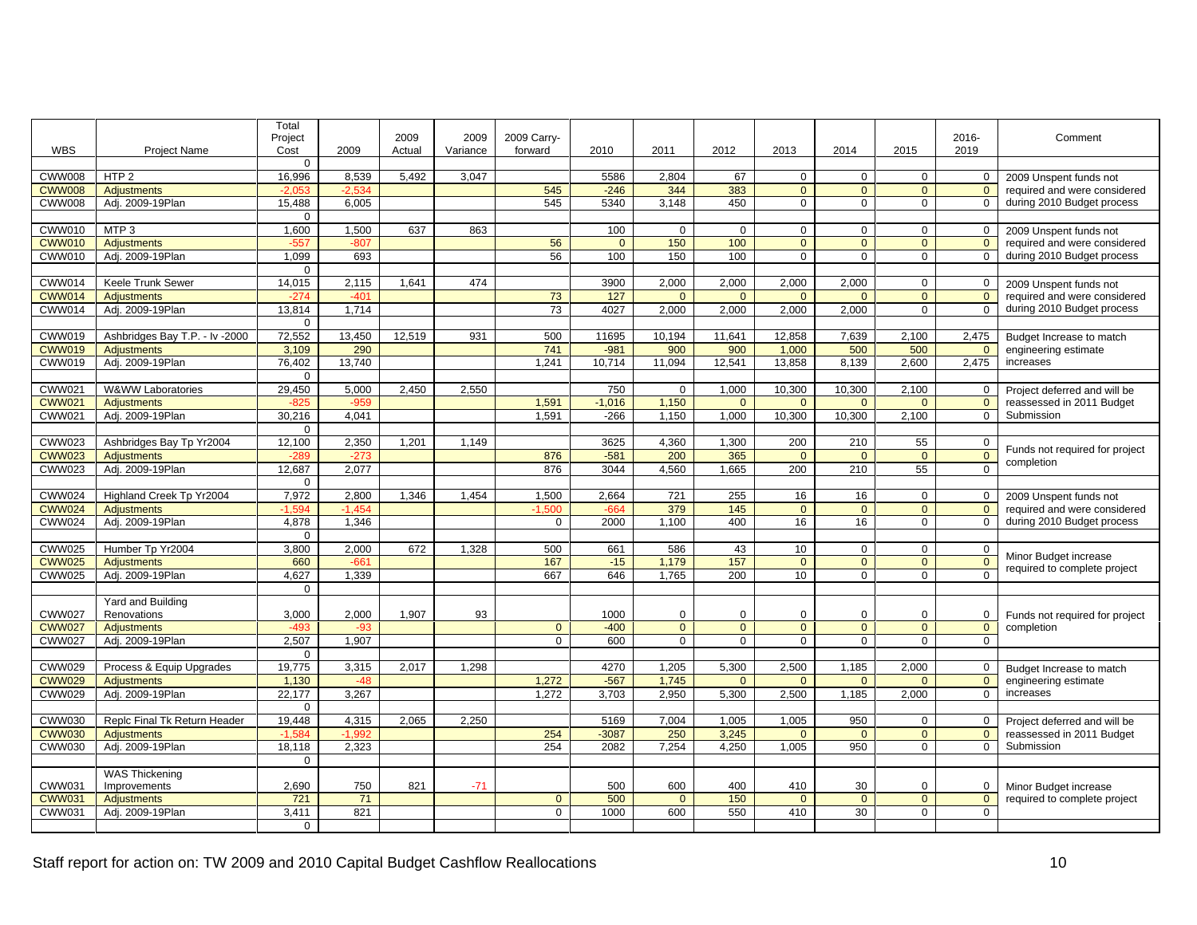| WBS | Project Name | Total Project Cost | 2009 | 2009 Actual | 2009 Variance | 2009 Carry-forward | 2010 | 2011 | 2012 | 2013 | 2014 | 2015 | 2016-2019 | Comment |
|---|---|---|---|---|---|---|---|---|---|---|---|---|---|---|
| | | 0 | | | | | | | | | | | | |
| CWW008 | HTP 2 | 16,996 | 8,539 | 5,492 | 3,047 | | 5586 | 2,804 | 67 | 0 | 0 | 0 | 0 | 2009 Unspent funds not required and were considered during 2010 Budget process |
| CWW008 | Adjustments | -2,053 | -2,534 | | | 545 | -246 | 344 | 383 | 0 | 0 | 0 | 0 | |
| CWW008 | Adj. 2009-19Plan | 15,488 | 6,005 | | | 545 | 5340 | 3,148 | 450 | 0 | 0 | 0 | 0 | |
| | | 0 | | | | | | | | | | | | |
| CWW010 | MTP 3 | 1,600 | 1,500 | 637 | 863 | | 100 | 0 | 0 | 0 | 0 | 0 | 0 | 2009 Unspent funds not required and were considered during 2010 Budget process |
| CWW010 | Adjustments | -557 | -807 | | | 56 | 0 | 150 | 100 | 0 | 0 | 0 | 0 | |
| CWW010 | Adj. 2009-19Plan | 1,099 | 693 | | | 56 | 100 | 150 | 100 | 0 | 0 | 0 | 0 | |
| | | 0 | | | | | | | | | | | | |
| CWW014 | Keele Trunk Sewer | 14,015 | 2,115 | 1,641 | 474 | | 3900 | 2,000 | 2,000 | 2,000 | 2,000 | 0 | 0 | 2009 Unspent funds not required and were considered during 2010 Budget process |
| CWW014 | Adjustments | -274 | -401 | | | 73 | 127 | 0 | 0 | 0 | 0 | 0 | 0 | |
| CWW014 | Adj. 2009-19Plan | 13,814 | 1,714 | | | 73 | 4027 | 2,000 | 2,000 | 2,000 | 2,000 | 0 | 0 | |
| | | 0 | | | | | | | | | | | | |
| CWW019 | Ashbridges Bay T.P. - Iv -2000 | 72,552 | 13,450 | 12,519 | 931 | 500 | 11695 | 10,194 | 11,641 | 12,858 | 7,639 | 2,100 | 2,475 | Budget Increase to match engineering estimate increases |
| CWW019 | Adjustments | 3,109 | 290 | | | 741 | -981 | 900 | 900 | 1,000 | 500 | 500 | 0 | |
| CWW019 | Adj. 2009-19Plan | 76,402 | 13,740 | | | 1,241 | 10,714 | 11,094 | 12,541 | 13,858 | 8,139 | 2,600 | 2,475 | |
| | | 0 | | | | | | | | | | | | |
| CWW021 | W&WW Laboratories | 29,450 | 5,000 | 2,450 | 2,550 | | 750 | 0 | 1,000 | 10,300 | 10,300 | 2,100 | 0 | Project deferred and will be reassessed in 2011 Budget Submission |
| CWW021 | Adjustments | -825 | -959 | | | 1,591 | -1,016 | 1,150 | 0 | 0 | 0 | 0 | 0 | |
| CWW021 | Adj. 2009-19Plan | 30,216 | 4,041 | | | 1,591 | -266 | 1,150 | 1,000 | 10,300 | 10,300 | 2,100 | 0 | |
| | | 0 | | | | | | | | | | | | |
| CWW023 | Ashbridges Bay Tp Yr2004 | 12,100 | 2,350 | 1,201 | 1,149 | | 3625 | 4,360 | 1,300 | 200 | 210 | 55 | 0 | Funds not required for project completion |
| CWW023 | Adjustments | -289 | -273 | | | 876 | -581 | 200 | 365 | 0 | 0 | 0 | 0 | |
| CWW023 | Adj. 2009-19Plan | 12,687 | 2,077 | | | 876 | 3044 | 4,560 | 1,665 | 200 | 210 | 55 | 0 | |
| | | 0 | | | | | | | | | | | | |
| CWW024 | Highland Creek Tp Yr2004 | 7,972 | 2,800 | 1,346 | 1,454 | 1,500 | 2,664 | 721 | 255 | 16 | 16 | 0 | 0 | 2009 Unspent funds not required and were considered during 2010 Budget process |
| CWW024 | Adjustments | -1,594 | -1,454 | | | -1,500 | -664 | 379 | 145 | 0 | 0 | 0 | 0 | |
| CWW024 | Adj. 2009-19Plan | 4,878 | 1,346 | | | 0 | 2000 | 1,100 | 400 | 16 | 16 | 0 | 0 | |
| | | 0 | | | | | | | | | | | | |
| CWW025 | Humber Tp Yr2004 | 3,800 | 2,000 | 672 | 1,328 | 500 | 661 | 586 | 43 | 10 | 0 | 0 | 0 | Minor Budget increase required to complete project |
| CWW025 | Adjustments | 660 | -661 | | | 167 | -15 | 1,179 | 157 | 0 | 0 | 0 | 0 | |
| CWW025 | Adj. 2009-19Plan | 4,627 | 1,339 | | | 667 | 646 | 1,765 | 200 | 10 | 0 | 0 | 0 | |
| | | 0 | | | | | | | | | | | | |
| CWW027 | Yard and Building Renovations | 3,000 | 2,000 | 1,907 | 93 | | 1000 | 0 | 0 | 0 | 0 | 0 | 0 | Funds not required for project completion |
| CWW027 | Adjustments | -493 | -93 | | | 0 | -400 | 0 | 0 | 0 | 0 | 0 | 0 | |
| CWW027 | Adj. 2009-19Plan | 2,507 | 1,907 | | | 0 | 600 | 0 | 0 | 0 | 0 | 0 | 0 | |
| | | 0 | | | | | | | | | | | | |
| CWW029 | Process & Equip Upgrades | 19,775 | 3,315 | 2,017 | 1,298 | | 4270 | 1,205 | 5,300 | 2,500 | 1,185 | 2,000 | 0 | Budget Increase to match engineering estimate increases |
| CWW029 | Adjustments | 1,130 | -48 | | | 1,272 | -567 | 1,745 | 0 | 0 | 0 | 0 | 0 | |
| CWW029 | Adj. 2009-19Plan | 22,177 | 3,267 | | | 1,272 | 3,703 | 2,950 | 5,300 | 2,500 | 1,185 | 2,000 | 0 | |
| | | 0 | | | | | | | | | | | | |
| CWW030 | Replc Final Tk Return Header | 19,448 | 4,315 | 2,065 | 2,250 | | 5169 | 7,004 | 1,005 | 1,005 | 950 | 0 | 0 | Project deferred and will be reassessed in 2011 Budget Submission |
| CWW030 | Adjustments | -1,584 | -1,992 | | | 254 | -3087 | 250 | 3,245 | 0 | 0 | 0 | 0 | |
| CWW030 | Adj. 2009-19Plan | 18,118 | 2,323 | | | 254 | 2082 | 7,254 | 4,250 | 1,005 | 950 | 0 | 0 | |
| | | 0 | | | | | | | | | | | | |
| CWW031 | WAS Thickening Improvements | 2,690 | 750 | 821 | -71 | | 500 | 600 | 400 | 410 | 30 | 0 | 0 | Minor Budget increase required to complete project |
| CWW031 | Adjustments | 721 | 71 | | | 0 | 500 | 0 | 150 | 0 | 0 | 0 | 0 | |
| CWW031 | Adj. 2009-19Plan | 3,411 | 821 | | | 0 | 1000 | 600 | 550 | 410 | 30 | 0 | 0 | |
| | | 0 | | | | | | | | | | | | |

Staff report for action on: TW 2009 and 2010 Capital Budget Cashflow Reallocations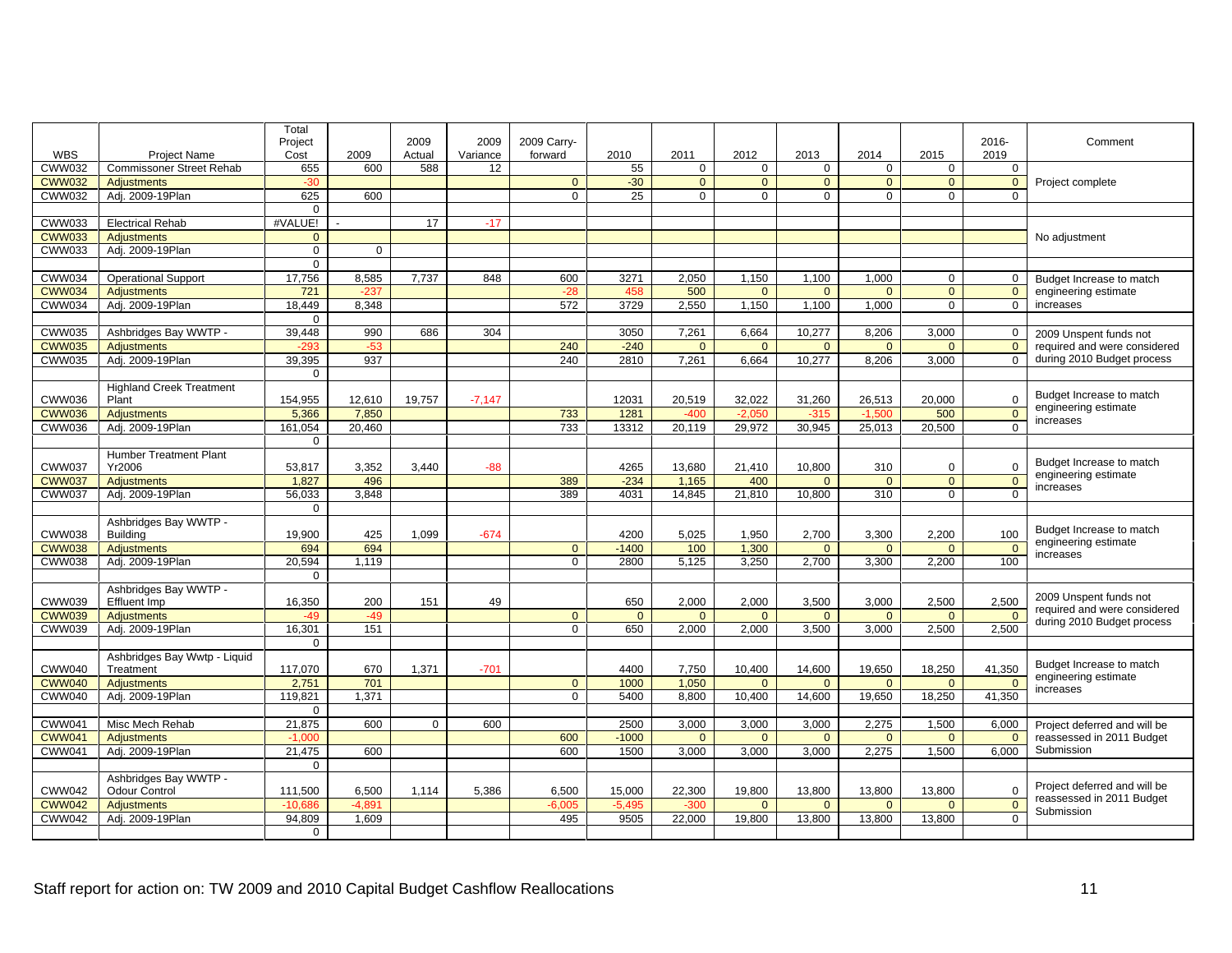| WBS | Project Name | Total Project Cost | 2009 | 2009 Actual | 2009 Variance | 2009 Carry-forward | 2010 | 2011 | 2012 | 2013 | 2014 | 2015 | 2016-2019 | Comment |
|---|---|---|---|---|---|---|---|---|---|---|---|---|---|---|
| CWW032 | Commissoner Street Rehab | 655 | 600 | 588 | 12 | | 55 | 0 | 0 | 0 | 0 | 0 | 0 | Project complete |
| CWW032 | Adjustments | -30 | | | | 0 | -30 | 0 | 0 | 0 | 0 | 0 | 0 | |
| CWW032 | Adj. 2009-19Plan | 625 | 600 | | | 0 | 25 | 0 | 0 | 0 | 0 | 0 | 0 | |
| | | 0 | | | | | | | | | | | | |
| CWW033 | Electrical Rehab | #VALUE! | - | 17 | -17 | | | | | | | | | No adjustment |
| CWW033 | Adjustments | 0 | | | | | | | | | | | | |
| CWW033 | Adj. 2009-19Plan | 0 | 0 | | | | | | | | | | | |
| | | 0 | | | | | | | | | | | | |
| CWW034 | Operational Support | 17,756 | 8,585 | 7,737 | 848 | 600 | 3271 | 2,050 | 1,150 | 1,100 | 1,000 | 0 | 0 | Budget Increase to match engineering estimate increases |
| CWW034 | Adjustments | 721 | -237 | | | -28 | 458 | 500 | 0 | 0 | 0 | 0 | 0 | |
| CWW034 | Adj. 2009-19Plan | 18,449 | 8,348 | | | 572 | 3729 | 2,550 | 1,150 | 1,100 | 1,000 | 0 | 0 | |
| | | 0 | | | | | | | | | | | | |
| CWW035 | Ashbridges Bay WWTP - | 39,448 | 990 | 686 | 304 | | 3050 | 7,261 | 6,664 | 10,277 | 8,206 | 3,000 | 0 | 2009 Unspent funds not required and were considered during 2010 Budget process |
| CWW035 | Adjustments | -293 | -53 | | | 240 | -240 | 0 | 0 | 0 | 0 | 0 | 0 | |
| CWW035 | Adj. 2009-19Plan | 39,395 | 937 | | | 240 | 2810 | 7,261 | 6,664 | 10,277 | 8,206 | 3,000 | 0 | |
| | | 0 | | | | | | | | | | | | |
| CWW036 | Highland Creek Treatment Plant | 154,955 | 12,610 | 19,757 | -7,147 | | 12031 | 20,519 | 32,022 | 31,260 | 26,513 | 20,000 | 0 | Budget Increase to match engineering estimate increases |
| CWW036 | Adjustments | 5,366 | 7,850 | | | 733 | 1281 | -400 | -2,050 | -315 | -1,500 | 500 | 0 | |
| CWW036 | Adj. 2009-19Plan | 161,054 | 20,460 | | | 733 | 13312 | 20,119 | 29,972 | 30,945 | 25,013 | 20,500 | 0 | |
| | | 0 | | | | | | | | | | | | |
| CWW037 | Humber Treatment Plant Yr2006 | 53,817 | 3,352 | 3,440 | -88 | | 4265 | 13,680 | 21,410 | 10,800 | 310 | 0 | 0 | Budget Increase to match engineering estimate increases |
| CWW037 | Adjustments | 1,827 | 496 | | | 389 | -234 | 1,165 | 400 | 0 | 0 | 0 | 0 | |
| CWW037 | Adj. 2009-19Plan | 56,033 | 3,848 | | | 389 | 4031 | 14,845 | 21,810 | 10,800 | 310 | 0 | 0 | |
| | | 0 | | | | | | | | | | | | |
| CWW038 | Ashbridges Bay WWTP - Building | 19,900 | 425 | 1,099 | -674 | | 4200 | 5,025 | 1,950 | 2,700 | 3,300 | 2,200 | 100 | Budget Increase to match engineering estimate increases |
| CWW038 | Adjustments | 694 | 694 | | | 0 | -1400 | 100 | 1,300 | 0 | 0 | 0 | 0 | |
| CWW038 | Adj. 2009-19Plan | 20,594 | 1,119 | | | 0 | 2800 | 5,125 | 3,250 | 2,700 | 3,300 | 2,200 | 100 | |
| | | 0 | | | | | | | | | | | | |
| CWW039 | Ashbridges Bay WWTP - Effluent Imp | 16,350 | 200 | 151 | 49 | | 650 | 2,000 | 2,000 | 3,500 | 3,000 | 2,500 | 2,500 | 2009 Unspent funds not required and were considered during 2010 Budget process |
| CWW039 | Adjustments | -49 | -49 | | | 0 | 0 | 0 | 0 | 0 | 0 | 0 | 0 | |
| CWW039 | Adj. 2009-19Plan | 16,301 | 151 | | | 0 | 650 | 2,000 | 2,000 | 3,500 | 3,000 | 2,500 | 2,500 | |
| | | 0 | | | | | | | | | | | | |
| CWW040 | Ashbridges Bay Wwtp - Liquid Treatment | 117,070 | 670 | 1,371 | -701 | | 4400 | 7,750 | 10,400 | 14,600 | 19,650 | 18,250 | 41,350 | Budget Increase to match engineering estimate increases |
| CWW040 | Adjustments | 2,751 | 701 | | | 0 | 1000 | 1,050 | 0 | 0 | 0 | 0 | 0 | |
| CWW040 | Adj. 2009-19Plan | 119,821 | 1,371 | | | 0 | 5400 | 8,800 | 10,400 | 14,600 | 19,650 | 18,250 | 41,350 | |
| | | 0 | | | | | | | | | | | | |
| CWW041 | Misc Mech Rehab | 21,875 | 600 | 0 | 600 | | 2500 | 3,000 | 3,000 | 3,000 | 2,275 | 1,500 | 6,000 | Project deferred and will be reassessed in 2011 Budget Submission |
| CWW041 | Adjustments | -1,000 | | | | 600 | -1000 | 0 | 0 | 0 | 0 | 0 | 0 | |
| CWW041 | Adj. 2009-19Plan | 21,475 | 600 | | | 600 | 1500 | 3,000 | 3,000 | 3,000 | 2,275 | 1,500 | 6,000 | |
| | | 0 | | | | | | | | | | | | |
| CWW042 | Ashbridges Bay WWTP - Odour Control | 111,500 | 6,500 | 1,114 | 5,386 | 6,500 | 15,000 | 22,300 | 19,800 | 13,800 | 13,800 | 13,800 | 0 | Project deferred and will be reassessed in 2011 Budget Submission |
| CWW042 | Adjustments | -10,686 | -4,891 | | | -6,005 | -5,495 | -300 | 0 | 0 | 0 | 0 | 0 | |
| CWW042 | Adj. 2009-19Plan | 94,809 | 1,609 | | | 495 | 9505 | 22,000 | 19,800 | 13,800 | 13,800 | 13,800 | 0 | |
| | | 0 | | | | | | | | | | | | |

Staff report for action on: TW 2009 and 2010 Capital Budget Cashflow Reallocations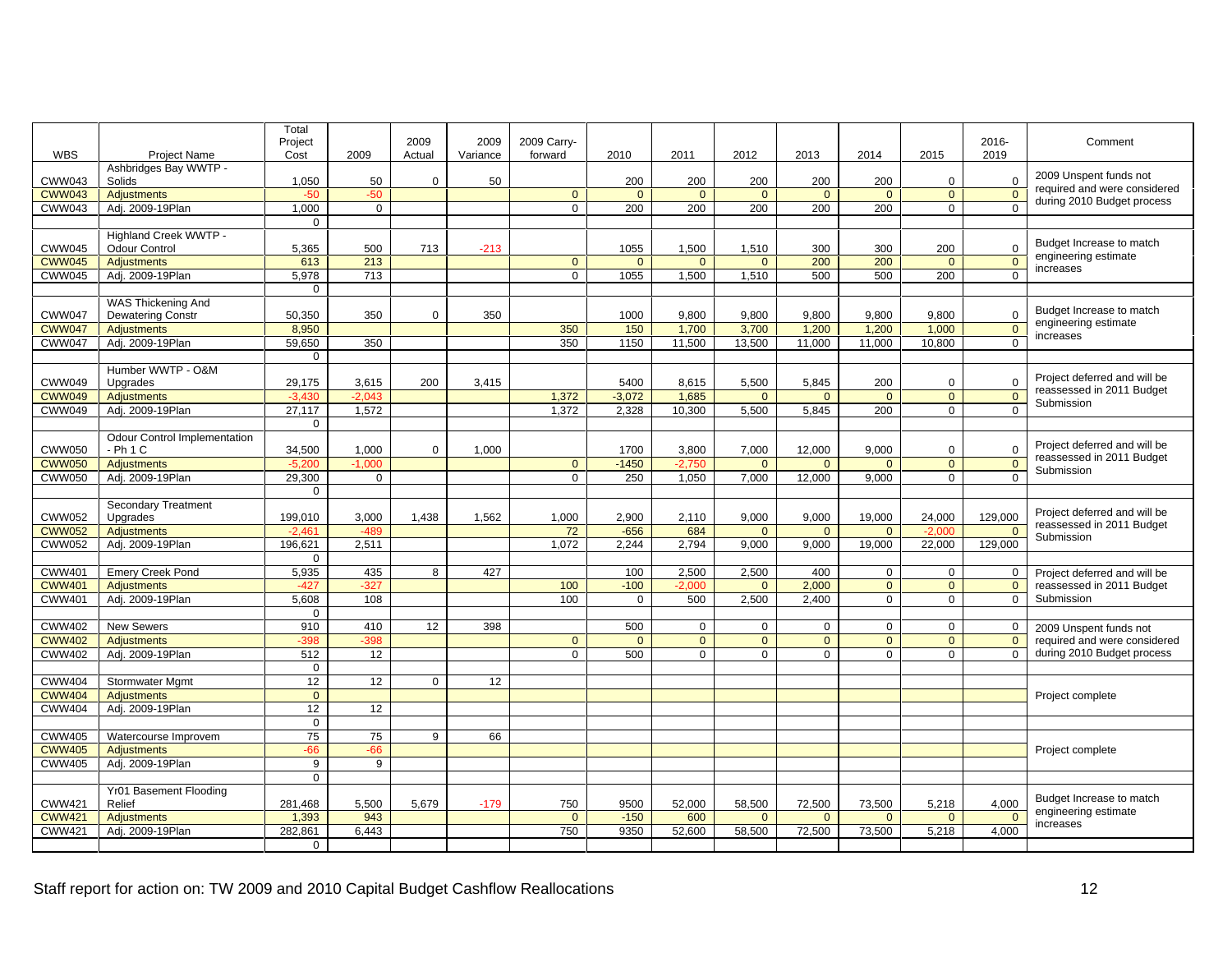| WBS | Project Name | Total Project Cost | 2009 | 2009 Actual | 2009 Variance | 2009 Carry-forward | 2010 | 2011 | 2012 | 2013 | 2014 | 2015 | 2016-2019 | Comment |
|---|---|---|---|---|---|---|---|---|---|---|---|---|---|---|
| CWW043 | Ashbridges Bay WWTP - Solids | 1,050 | 50 | 0 | 50 | | 200 | 200 | 200 | 200 | 200 | 0 | 0 | 2009 Unspent funds not required and were considered during 2010 Budget process |
| CWW043 | Adjustments | -50 | -50 | | | 0 | 0 | 0 | 0 | 0 | 0 | 0 | 0 | |
| CWW043 | Adj. 2009-19Plan | 1,000 | 0 | | | 0 | 200 | 200 | 200 | 200 | 200 | 0 | 0 | |
| | | 0 | | | | | | | | | | | | |
| CWW045 | Highland Creek WWTP - Odour Control | 5,365 | 500 | 713 | -213 | | 1055 | 1,500 | 1,510 | 300 | 300 | 200 | 0 | Budget Increase to match engineering estimate increases |
| CWW045 | Adjustments | 613 | 213 | | | 0 | 0 | 0 | 0 | 200 | 200 | 0 | 0 | |
| CWW045 | Adj. 2009-19Plan | 5,978 | 713 | | | 0 | 1055 | 1,500 | 1,510 | 500 | 500 | 200 | 0 | |
| | | 0 | | | | | | | | | | | | |
| CWW047 | WAS Thickening And Dewatering Constr | 50,350 | 350 | 0 | 350 | | 1000 | 9,800 | 9,800 | 9,800 | 9,800 | 9,800 | 0 | Budget Increase to match engineering estimate increases |
| CWW047 | Adjustments | 8,950 | | | | 350 | 150 | 1,700 | 3,700 | 1,200 | 1,200 | 1,000 | 0 | |
| CWW047 | Adj. 2009-19Plan | 59,650 | 350 | | | 350 | 1150 | 11,500 | 13,500 | 11,000 | 11,000 | 10,800 | 0 | |
| | | 0 | | | | | | | | | | | | |
| CWW049 | Humber WWTP - O&M Upgrades | 29,175 | 3,615 | 200 | 3,415 | | 5400 | 8,615 | 5,500 | 5,845 | 200 | 0 | 0 | Project deferred and will be reassessed in 2011 Budget Submission |
| CWW049 | Adjustments | -3,430 | -2,043 | | | 1,372 | -3,072 | 1,685 | 0 | 0 | 0 | 0 | 0 | |
| CWW049 | Adj. 2009-19Plan | 27,117 | 1,572 | | | 1,372 | 2,328 | 10,300 | 5,500 | 5,845 | 200 | 0 | 0 | |
| | | 0 | | | | | | | | | | | | |
| CWW050 | Odour Control Implementation - Ph 1 C | 34,500 | 1,000 | 0 | 1,000 | | 1700 | 3,800 | 7,000 | 12,000 | 9,000 | 0 | 0 | Project deferred and will be reassessed in 2011 Budget Submission |
| CWW050 | Adjustments | -5,200 | -1,000 | | | 0 | -1450 | -2,750 | 0 | 0 | 0 | 0 | 0 | |
| CWW050 | Adj. 2009-19Plan | 29,300 | 0 | | | 0 | 250 | 1,050 | 7,000 | 12,000 | 9,000 | 0 | 0 | |
| | | 0 | | | | | | | | | | | | |
| CWW052 | Secondary Treatment Upgrades | 199,010 | 3,000 | 1,438 | 1,562 | 1,000 | 2,900 | 2,110 | 9,000 | 9,000 | 19,000 | 24,000 | 129,000 | Project deferred and will be reassessed in 2011 Budget Submission |
| CWW052 | Adjustments | -2,461 | -489 | | | 72 | -656 | 684 | 0 | 0 | 0 | -2,000 | 0 | |
| CWW052 | Adj. 2009-19Plan | 196,621 | 2,511 | | | 1,072 | 2,244 | 2,794 | 9,000 | 9,000 | 19,000 | 22,000 | 129,000 | |
| | | 0 | | | | | | | | | | | | |
| CWW401 | Emery Creek Pond | 5,935 | 435 | 8 | 427 | | 100 | 2,500 | 2,500 | 400 | 0 | 0 | 0 | Project deferred and will be reassessed in 2011 Budget Submission |
| CWW401 | Adjustments | -427 | -327 | | | 100 | -100 | -2,000 | 0 | 2,000 | 0 | 0 | 0 | |
| CWW401 | Adj. 2009-19Plan | 5,608 | 108 | | | 100 | 0 | 500 | 2,500 | 2,400 | 0 | 0 | 0 | |
| | | 0 | | | | | | | | | | | | |
| CWW402 | New Sewers | 910 | 410 | 12 | 398 | | 500 | 0 | 0 | 0 | 0 | 0 | 0 | 2009 Unspent funds not required and were considered during 2010 Budget process |
| CWW402 | Adjustments | -398 | -398 | | | 0 | 0 | 0 | 0 | 0 | 0 | 0 | 0 | |
| CWW402 | Adj. 2009-19Plan | 512 | 12 | | | 0 | 500 | 0 | 0 | 0 | 0 | 0 | 0 | |
| | | 0 | | | | | | | | | | | | |
| CWW404 | Stormwater Mgmt | 12 | 12 | 0 | 12 | | | | | | | | | Project complete |
| CWW404 | Adjustments | 0 | | | | | | | | | | | | |
| CWW404 | Adj. 2009-19Plan | 12 | 12 | | | | | | | | | | | |
| | | 0 | | | | | | | | | | | | |
| CWW405 | Watercourse Improvem | 75 | 75 | 9 | 66 | | | | | | | | | Project complete |
| CWW405 | Adjustments | -66 | -66 | | | | | | | | | | | |
| CWW405 | Adj. 2009-19Plan | 9 | 9 | | | | | | | | | | | |
| | | 0 | | | | | | | | | | | | |
| CWW421 | Yr01 Basement Flooding Relief | 281,468 | 5,500 | 5,679 | -179 | 750 | 9500 | 52,000 | 58,500 | 72,500 | 73,500 | 5,218 | 4,000 | Budget Increase to match engineering estimate increases |
| CWW421 | Adjustments | 1,393 | 943 | | | 0 | -150 | 600 | 0 | 0 | 0 | 0 | 0 | |
| CWW421 | Adj. 2009-19Plan | 282,861 | 6,443 | | | 750 | 9350 | 52,600 | 58,500 | 72,500 | 73,500 | 5,218 | 4,000 | |
| | | 0 | | | | | | | | | | | | |

Staff report for action on: TW 2009 and 2010 Capital Budget Cashflow Reallocations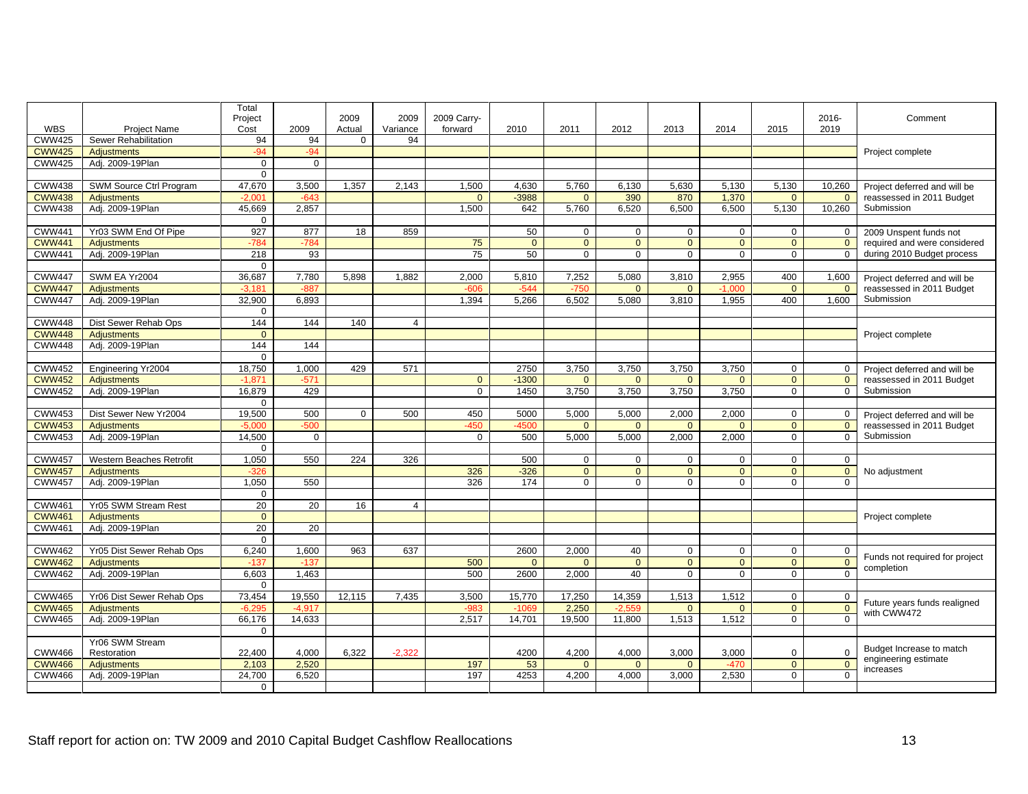| WBS | Project Name | Total Project Cost | 2009 | 2009 Actual | 2009 Variance | 2009 Carry-forward | 2010 | 2011 | 2012 | 2013 | 2014 | 2015 | 2016-2019 | Comment |
|---|---|---|---|---|---|---|---|---|---|---|---|---|---|---|
| CWW425 | Sewer Rehabilitation | 94 | 94 | 0 | 94 | | | | | | | | | |
| CWW425 | Adjustments | -94 | -94 | | | | | | | | | | | Project complete |
| CWW425 | Adj. 2009-19Plan | 0 | 0 | | | | | | | | | | | |
| | | 0 | | | | | | | | | | | | |
| CWW438 | SWM Source Ctrl Program | 47,670 | 3,500 | 1,357 | 2,143 | 1,500 | 4,630 | 5,760 | 6,130 | 5,630 | 5,130 | 5,130 | 10,260 | Project deferred and will be reassessed in 2011 Budget Submission |
| CWW438 | Adjustments | -2,001 | -643 | | | 0 | -3988 | 0 | 390 | 870 | 1,370 | 0 | 0 | |
| CWW438 | Adj. 2009-19Plan | 45,669 | 2,857 | | | 1,500 | 642 | 5,760 | 6,520 | 6,500 | 6,500 | 5,130 | 10,260 | |
| | | 0 | | | | | | | | | | | | |
| CWW441 | Yr03 SWM End Of Pipe | 927 | 877 | 18 | 859 | | 50 | 0 | 0 | 0 | 0 | 0 | 0 | 2009 Unspent funds not required and were considered during 2010 Budget process |
| CWW441 | Adjustments | -784 | -784 | | | 75 | 0 | 0 | 0 | 0 | 0 | 0 | 0 | |
| CWW441 | Adj. 2009-19Plan | 218 | 93 | | | 75 | 50 | 0 | 0 | 0 | 0 | 0 | 0 | |
| | | 0 | | | | | | | | | | | | |
| CWW447 | SWM EA Yr2004 | 36,687 | 7,780 | 5,898 | 1,882 | 2,000 | 5,810 | 7,252 | 5,080 | 3,810 | 2,955 | 400 | 1,600 | Project deferred and will be reassessed in 2011 Budget Submission |
| CWW447 | Adjustments | -3,181 | -887 | | | -606 | -544 | -750 | 0 | 0 | -1,000 | 0 | 0 | |
| CWW447 | Adj. 2009-19Plan | 32,900 | 6,893 | | | 1,394 | 5,266 | 6,502 | 5,080 | 3,810 | 1,955 | 400 | 1,600 | |
| | | 0 | | | | | | | | | | | | |
| CWW448 | Dist Sewer Rehab Ops | 144 | 144 | 140 | 4 | | | | | | | | | |
| CWW448 | Adjustments | 0 | | | | | | | | | | | | Project complete |
| CWW448 | Adj. 2009-19Plan | 144 | 144 | | | | | | | | | | | |
| | | 0 | | | | | | | | | | | | |
| CWW452 | Engineering Yr2004 | 18,750 | 1,000 | 429 | 571 | | 2750 | 3,750 | 3,750 | 3,750 | 3,750 | 0 | 0 | Project deferred and will be reassessed in 2011 Budget Submission |
| CWW452 | Adjustments | -1,871 | -571 | | | 0 | -1300 | 0 | 0 | 0 | 0 | 0 | 0 | |
| CWW452 | Adj. 2009-19Plan | 16,879 | 429 | | | 0 | 1450 | 3,750 | 3,750 | 3,750 | 3,750 | 0 | 0 | |
| | | 0 | | | | | | | | | | | | |
| CWW453 | Dist Sewer New Yr2004 | 19,500 | 500 | 0 | 500 | 450 | 5000 | 5,000 | 5,000 | 2,000 | 2,000 | 0 | 0 | Project deferred and will be reassessed in 2011 Budget Submission |
| CWW453 | Adjustments | -5,000 | -500 | | | -450 | -4500 | 0 | 0 | 0 | 0 | 0 | 0 | |
| CWW453 | Adj. 2009-19Plan | 14,500 | 0 | | | 0 | 500 | 5,000 | 5,000 | 2,000 | 2,000 | 0 | 0 | |
| | | 0 | | | | | | | | | | | | |
| CWW457 | Western Beaches Retrofit | 1,050 | 550 | 224 | 326 | | 500 | 0 | 0 | 0 | 0 | 0 | 0 | |
| CWW457 | Adjustments | -326 | | | | 326 | -326 | 0 | 0 | 0 | 0 | 0 | 0 | No adjustment |
| CWW457 | Adj. 2009-19Plan | 1,050 | 550 | | | 326 | 174 | 0 | 0 | 0 | 0 | 0 | 0 | |
| | | 0 | | | | | | | | | | | | |
| CWW461 | Yr05 SWM Stream Rest | 20 | 20 | 16 | 4 | | | | | | | | | |
| CWW461 | Adjustments | 0 | | | | | | | | | | | | Project complete |
| CWW461 | Adj. 2009-19Plan | 20 | 20 | | | | | | | | | | | |
| | | 0 | | | | | | | | | | | | |
| CWW462 | Yr05 Dist Sewer Rehab Ops | 6,240 | 1,600 | 963 | 637 | | 2600 | 2,000 | 40 | 0 | 0 | 0 | 0 | Funds not required for project completion |
| CWW462 | Adjustments | -137 | -137 | | | 500 | 0 | 0 | 0 | 0 | 0 | 0 | 0 | |
| CWW462 | Adj. 2009-19Plan | 6,603 | 1,463 | | | 500 | 2600 | 2,000 | 40 | 0 | 0 | 0 | 0 | |
| | | 0 | | | | | | | | | | | | |
| CWW465 | Yr06 Dist Sewer Rehab Ops | 73,454 | 19,550 | 12,115 | 7,435 | 3,500 | 15,770 | 17,250 | 14,359 | 1,513 | 1,512 | 0 | 0 | Future years funds realigned with CWW472 |
| CWW465 | Adjustments | -6,295 | -4,917 | | | -983 | -1069 | 2,250 | -2,559 | 0 | 0 | 0 | 0 | |
| CWW465 | Adj. 2009-19Plan | 66,176 | 14,633 | | | 2,517 | 14,701 | 19,500 | 11,800 | 1,513 | 1,512 | 0 | 0 | |
| | | 0 | | | | | | | | | | | | |
| CWW466 | Yr06 SWM Stream Restoration | 22,400 | 4,000 | 6,322 | -2,322 | | 4200 | 4,200 | 4,000 | 3,000 | 3,000 | 0 | 0 | Budget Increase to match engineering estimate increases |
| CWW466 | Adjustments | 2,103 | 2,520 | | | 197 | 53 | 0 | 0 | 0 | -470 | 0 | 0 | |
| CWW466 | Adj. 2009-19Plan | 24,700 | 6,520 | | | 197 | 4253 | 4,200 | 4,000 | 3,000 | 2,530 | 0 | 0 | |
| | | 0 | | | | | | | | | | | | |

Staff report for action on: TW 2009 and 2010 Capital Budget Cashflow Reallocations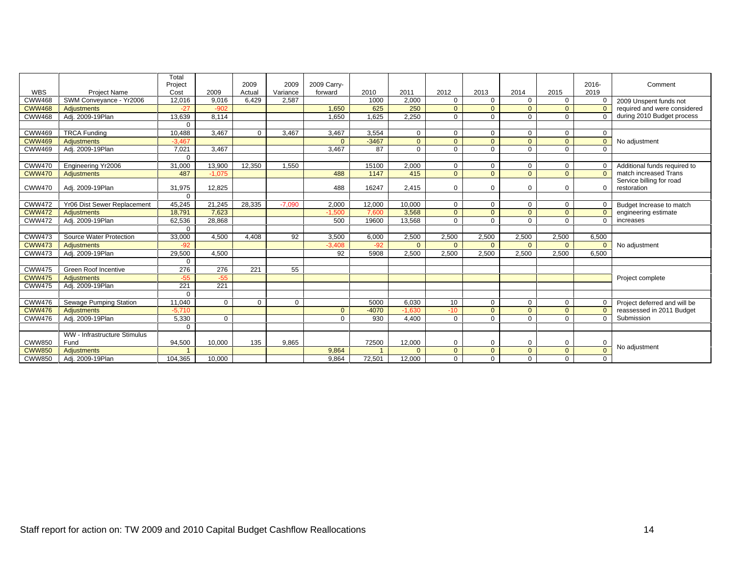| WBS | Project Name | Total Project Cost | 2009 | 2009 Actual | 2009 Variance | 2009 Carry-forward | 2010 | 2011 | 2012 | 2013 | 2014 | 2015 | 2016-2019 | Comment |
|---|---|---|---|---|---|---|---|---|---|---|---|---|---|---|
| CWW468 | SWM Conveyance - Yr2006 | 12,016 | 9,016 | 6,429 | 2,587 | | 1000 | 2,000 | 0 | 0 | 0 | 0 | 0 | 2009 Unspent funds not required and were considered during 2010 Budget process |
| CWW468 | Adjustments | -27 | -902 | | | 1,650 | 625 | 250 | 0 | 0 | 0 | 0 | 0 | |
| CWW468 | Adj. 2009-19Plan | 13,639 | 8,114 | | | 1,650 | 1,625 | 2,250 | 0 | 0 | 0 | 0 | 0 | |
| | | 0 | | | | | | | | | | | | |
| CWW469 | TRCA Funding | 10,488 | 3,467 | 0 | 3,467 | 3,467 | 3,554 | 0 | 0 | 0 | 0 | 0 | 0 | No adjustment |
| CWW469 | Adjustments | -3,467 | | | | 0 | -3467 | 0 | 0 | 0 | 0 | 0 | 0 | |
| CWW469 | Adj. 2009-19Plan | 7,021 | 3,467 | | | 3,467 | 87 | 0 | 0 | 0 | 0 | 0 | 0 | |
| | | 0 | | | | | | | | | | | | |
| CWW470 | Engineering Yr2006 | 31,000 | 13,900 | 12,350 | 1,550 | | 15100 | 2,000 | 0 | 0 | 0 | 0 | 0 | Additional funds required to match increased Trans Service billing for road restoration |
| CWW470 | Adjustments | 487 | -1,075 | | | 488 | 1147 | 415 | 0 | 0 | 0 | 0 | 0 | |
| CWW470 | Adj. 2009-19Plan | 31,975 | 12,825 | | | 488 | 16247 | 2,415 | 0 | 0 | 0 | 0 | 0 | |
| | | 0 | | | | | | | | | | | | |
| CWW472 | Yr06 Dist Sewer Replacement | 45,245 | 21,245 | 28,335 | -7,090 | 2,000 | 12,000 | 10,000 | 0 | 0 | 0 | 0 | 0 | Budget Increase to match engineering estimate increases |
| CWW472 | Adjustments | 18,791 | 7,623 | | | -1,500 | 7,600 | 3,568 | 0 | 0 | 0 | 0 | 0 | |
| CWW472 | Adj. 2009-19Plan | 62,536 | 28,868 | | | 500 | 19600 | 13,568 | 0 | 0 | 0 | 0 | 0 | |
| | | 0 | | | | | | | | | | | | |
| CWW473 | Source Water Protection | 33,000 | 4,500 | 4,408 | 92 | 3,500 | 6,000 | 2,500 | 2,500 | 2,500 | 2,500 | 2,500 | 6,500 | No adjustment |
| CWW473 | Adjustments | -92 | | | | -3,408 | -92 | 0 | 0 | 0 | 0 | 0 | 0 | |
| CWW473 | Adj. 2009-19Plan | 29,500 | 4,500 | | | 92 | 5908 | 2,500 | 2,500 | 2,500 | 2,500 | 2,500 | 6,500 | |
| | | 0 | | | | | | | | | | | | |
| CWW475 | Green Roof Incentive | 276 | 276 | 221 | 55 | | | | | | | | | Project complete |
| CWW475 | Adjustments | -55 | -55 | | | | | | | | | | | |
| CWW475 | Adj. 2009-19Plan | 221 | 221 | | | | | | | | | | | |
| | | 0 | | | | | | | | | | | | |
| CWW476 | Sewage Pumping Station | 11,040 | 0 | 0 | 0 | | 5000 | 6,030 | 10 | 0 | 0 | 0 | 0 | Project deferred and will be reassessed in 2011 Budget Submission |
| CWW476 | Adjustments | -5,710 | | | | 0 | -4070 | -1,630 | -10 | 0 | 0 | 0 | 0 | |
| CWW476 | Adj. 2009-19Plan | 5,330 | 0 | | | 0 | 930 | 4,400 | 0 | 0 | 0 | 0 | 0 | |
| | | 0 | | | | | | | | | | | | |
| CWW850 | WW - Infrastructure Stimulus Fund | 94,500 | 10,000 | 135 | 9,865 | | 72500 | 12,000 | 0 | 0 | 0 | 0 | 0 | No adjustment |
| CWW850 | Adjustments | 1 | | | | 9,864 | 1 | 0 | 0 | 0 | 0 | 0 | 0 | |
| CWW850 | Adj. 2009-19Plan | 104,365 | 10,000 | | | 9,864 | 72,501 | 12,000 | 0 | 0 | 0 | 0 | 0 | |

Staff report for action on: TW 2009 and 2010 Capital Budget Cashflow Reallocations